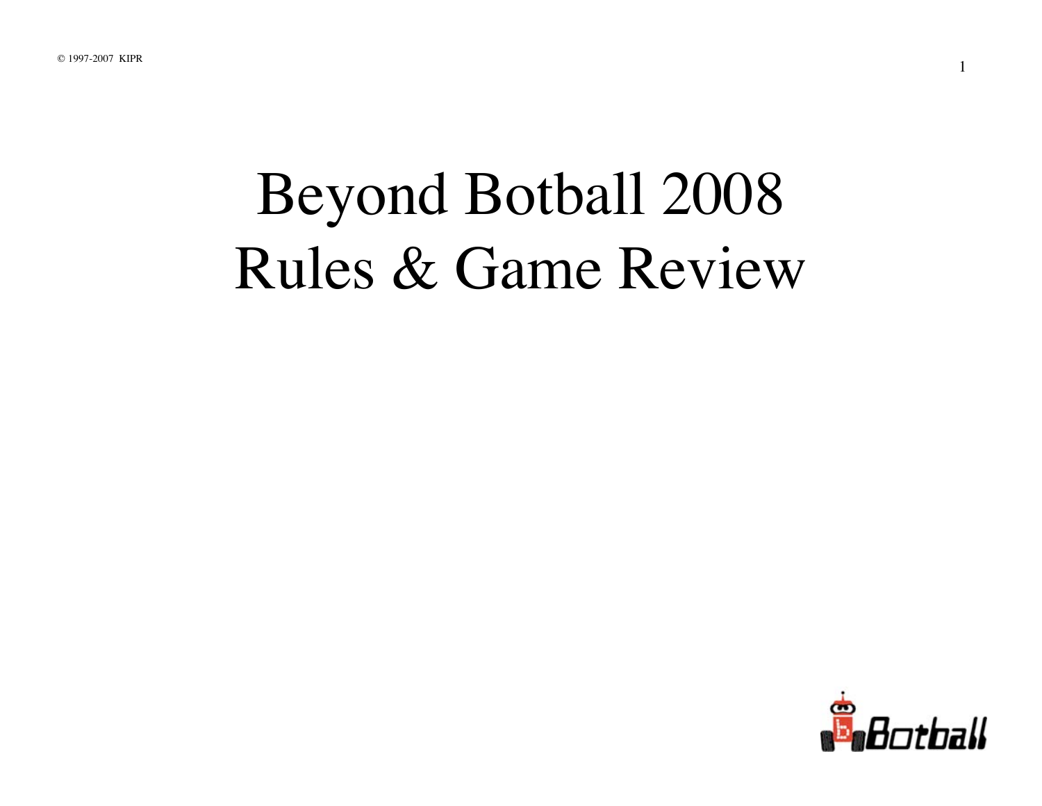# Beyond Botball 2008
# Rules & Game Review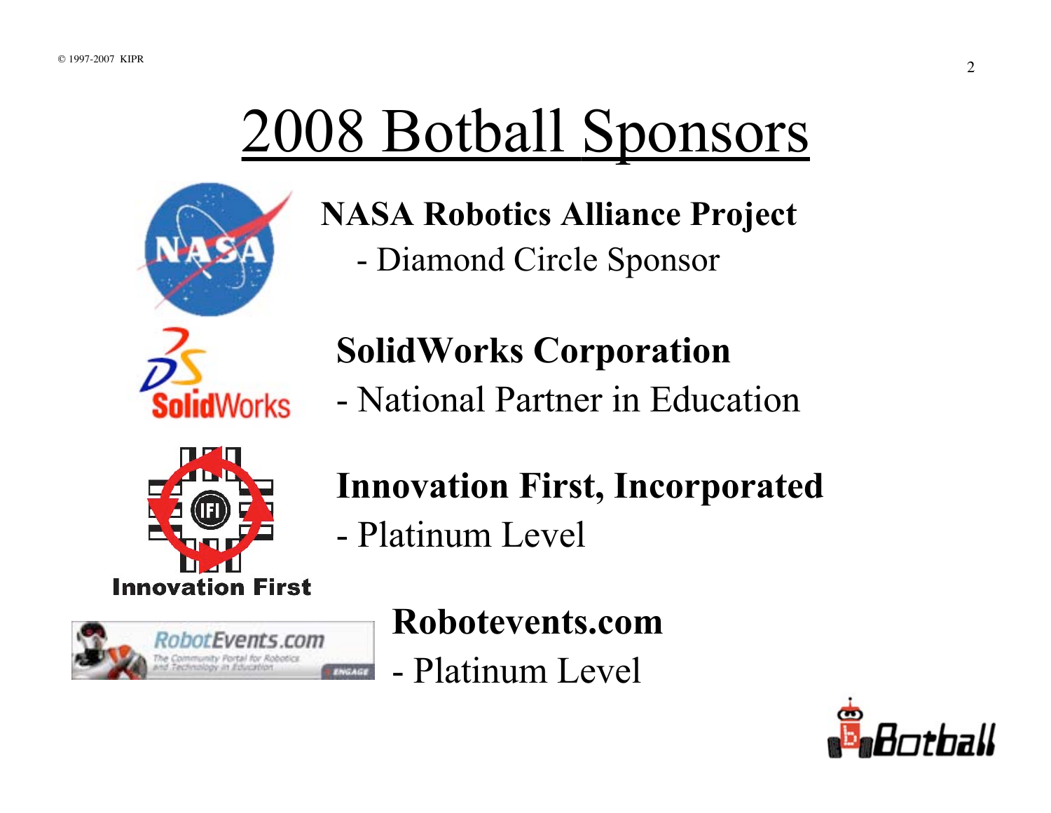# 2008 Botball Sponsors

**NASA Robotics Alliance Project**

- Diamond Circle Sponsor

**SolidWorks Corporation**

- National Partner in Education

**Innovation First, Incorporated**

- Platinum Level

**Robotevents.com**

- Platinum Level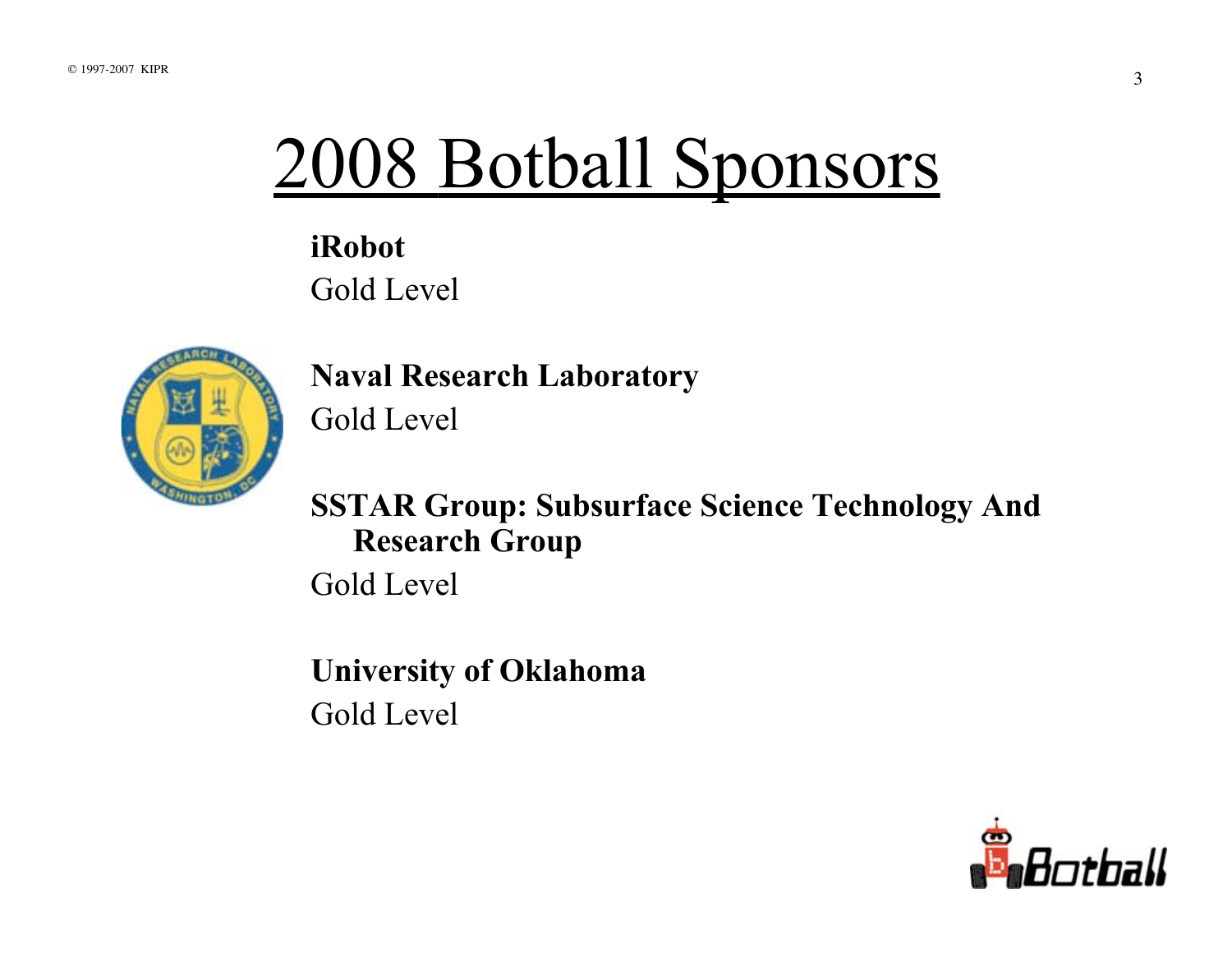# 2008 Botball Sponsors

**iRobot**
Gold Level

**Naval Research Laboratory**
Gold Level

**SSTAR Group: Subsurface Science Technology And Research Group**
Gold Level

**University of Oklahoma**
Gold Level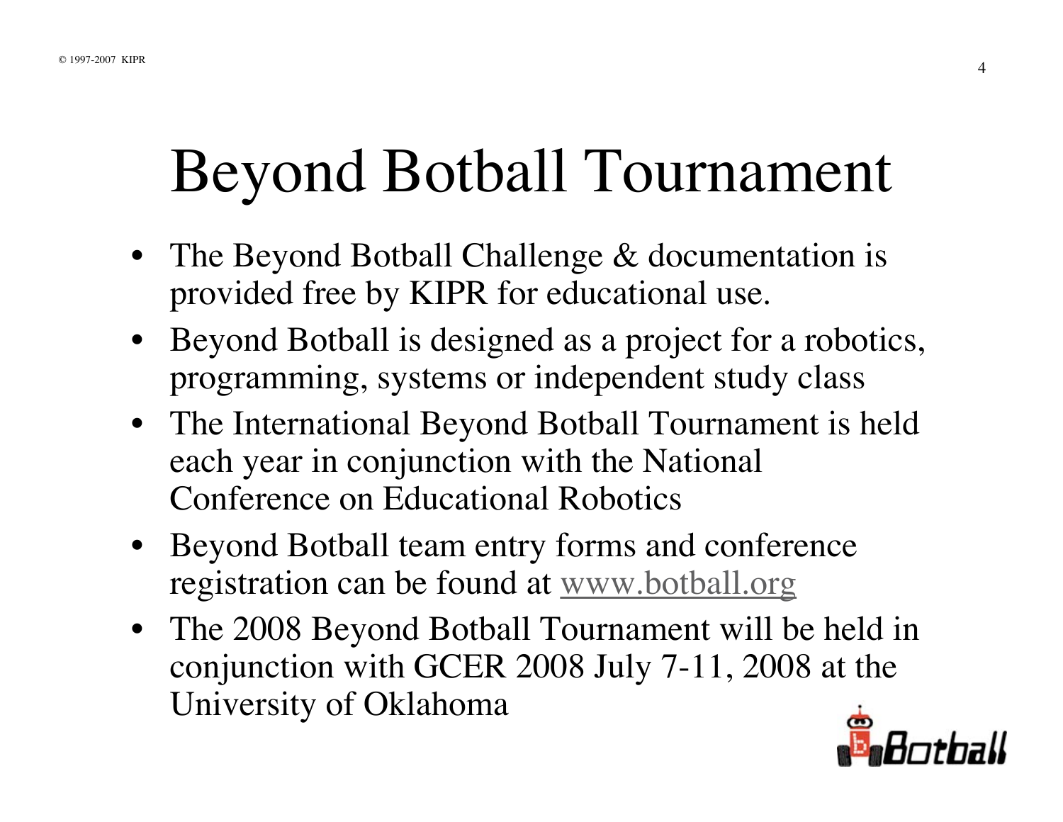# Beyond Botball Tournament

- The Beyond Botball Challenge & documentation is provided free by KIPR for educational use.
- Beyond Botball is designed as a project for a robotics, programming, systems or independent study class
- The International Beyond Botball Tournament is held each year in conjunction with the National Conference on Educational Robotics
- Beyond Botball team entry forms and conference registration can be found at www.botball.org
- The 2008 Beyond Botball Tournament will be held in conjunction with GCER 2008 July 7-11, 2008 at the University of Oklahoma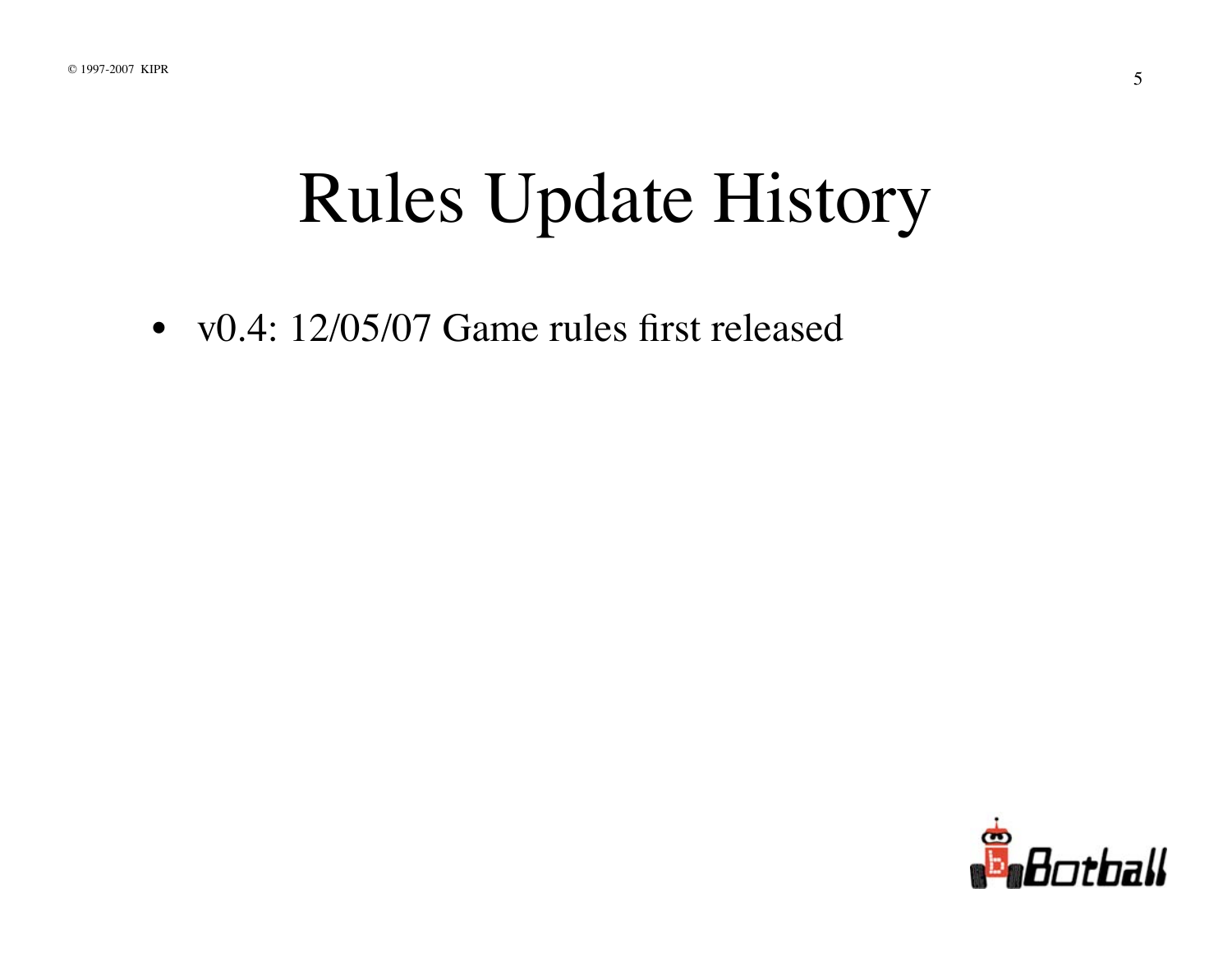# Rules Update History

- v0.4: 12/05/07 Game rules first released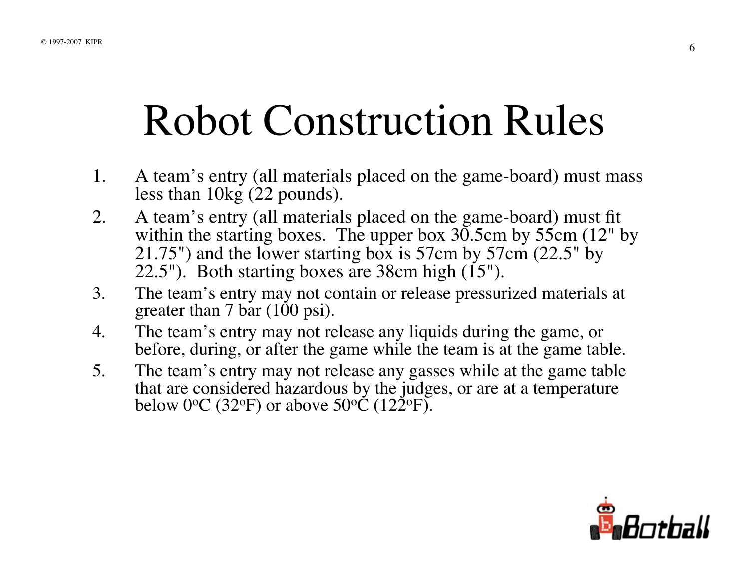# Robot Construction Rules

1. A team's entry (all materials placed on the game-board) must mass less than 10kg (22 pounds).
2. A team's entry (all materials placed on the game-board) must fit within the starting boxes. The upper box 30.5cm by 55cm (12" by 21.75") and the lower starting box is 57cm by 57cm (22.5" by 22.5"). Both starting boxes are 38cm high (15").
3. The team's entry may not contain or release pressurized materials at greater than 7 bar (100 psi).
4. The team's entry may not release any liquids during the game, or before, during, or after the game while the team is at the game table.
5. The team's entry may not release any gasses while at the game table that are considered hazardous by the judges, or are at a temperature below $0^oC$ ($32^oF$) or above $50^oC$ ($122^oF$).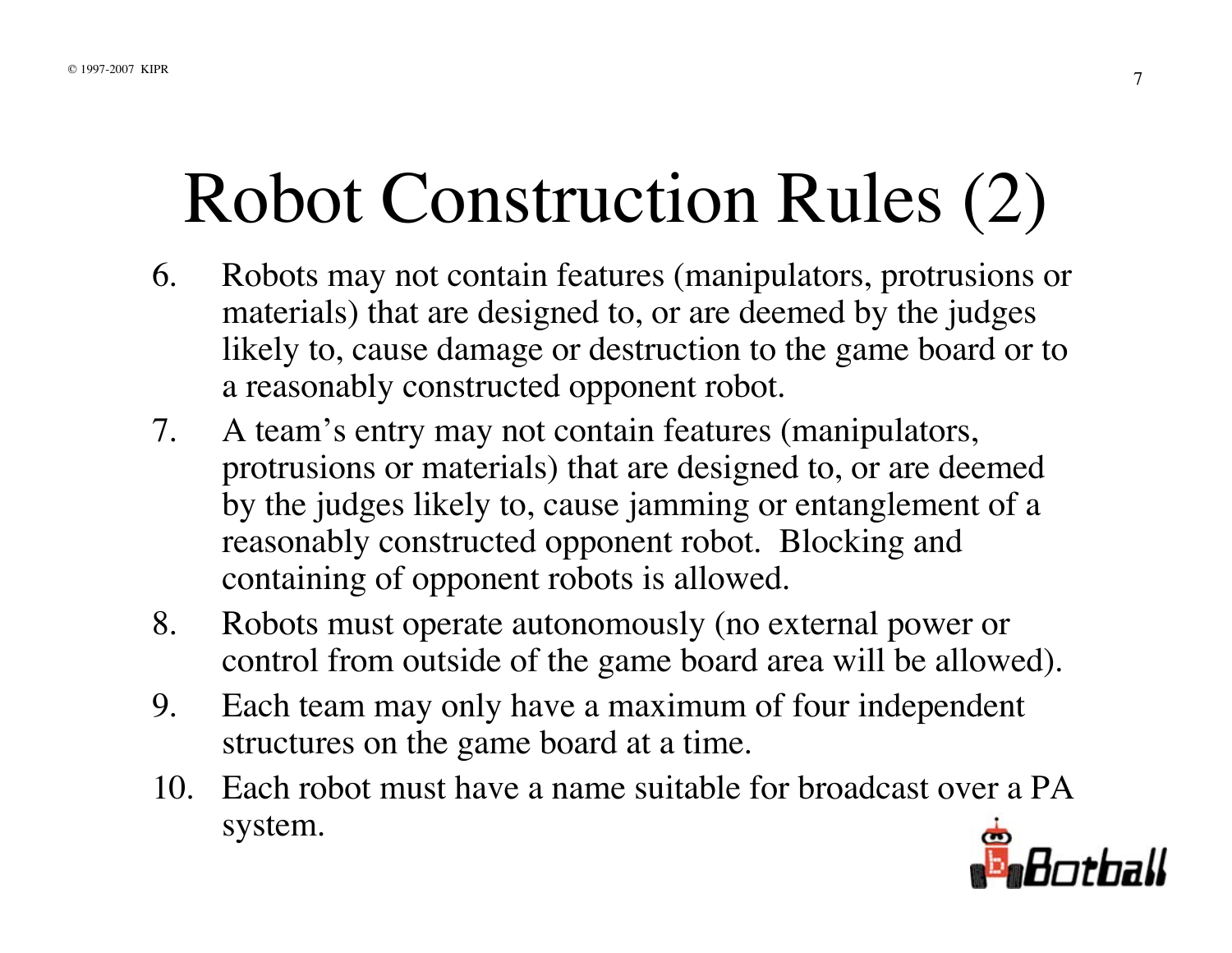# Robot Construction Rules (2)

6. Robots may not contain features (manipulators, protrusions or materials) that are designed to, or are deemed by the judges likely to, cause damage or destruction to the game board or to a reasonably constructed opponent robot.
7. A team's entry may not contain features (manipulators, protrusions or materials) that are designed to, or are deemed by the judges likely to, cause jamming or entanglement of a reasonably constructed opponent robot. Blocking and containing of opponent robots is allowed.
8. Robots must operate autonomously (no external power or control from outside of the game board area will be allowed).
9. Each team may only have a maximum of four independent structures on the game board at a time.
10. Each robot must have a name suitable for broadcast over a PA system.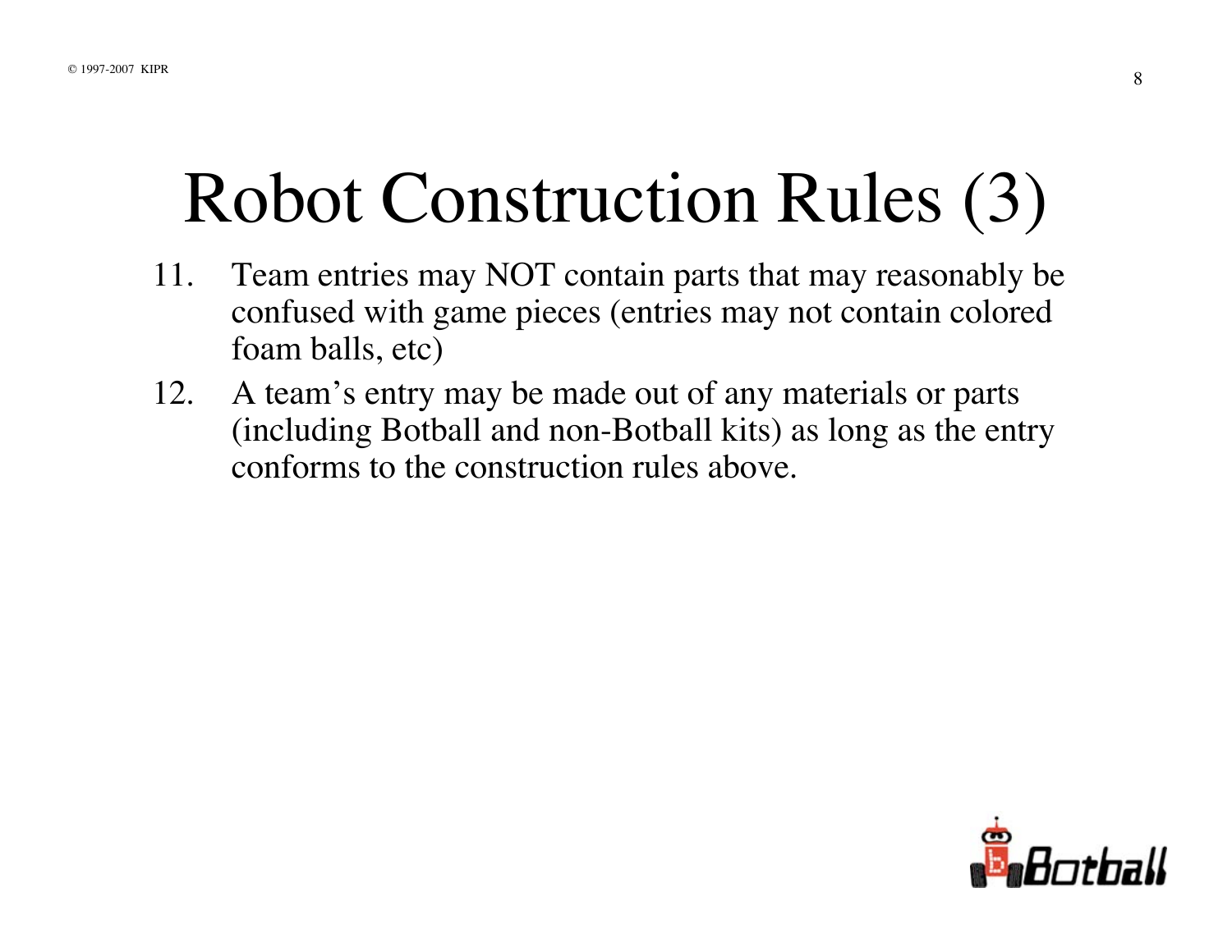# Robot Construction Rules (3)

11. Team entries may NOT contain parts that may reasonably be confused with game pieces (entries may not contain colored foam balls, etc)
12. A team's entry may be made out of any materials or parts (including Botball and non-Botball kits) as long as the entry conforms to the construction rules above.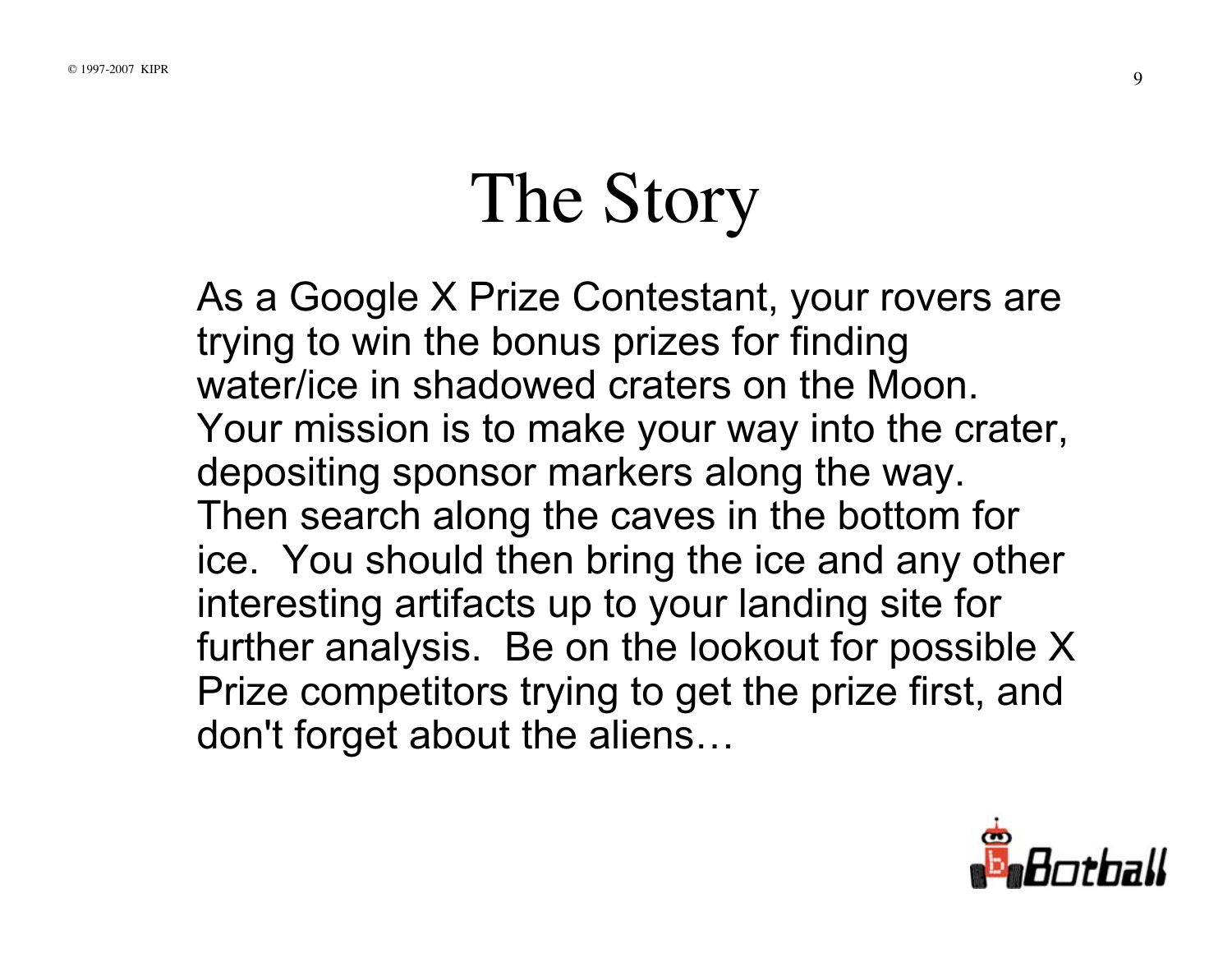# The Story

As a Google X Prize Contestant, your rovers are trying to win the bonus prizes for finding water/ice in shadowed craters on the Moon. Your mission is to make your way into the crater, depositing sponsor markers along the way. Then search along the caves in the bottom for ice. You should then bring the ice and any other interesting artifacts up to your landing site for further analysis. Be on the lookout for possible X Prize competitors trying to get the prize first, and don't forget about the aliens…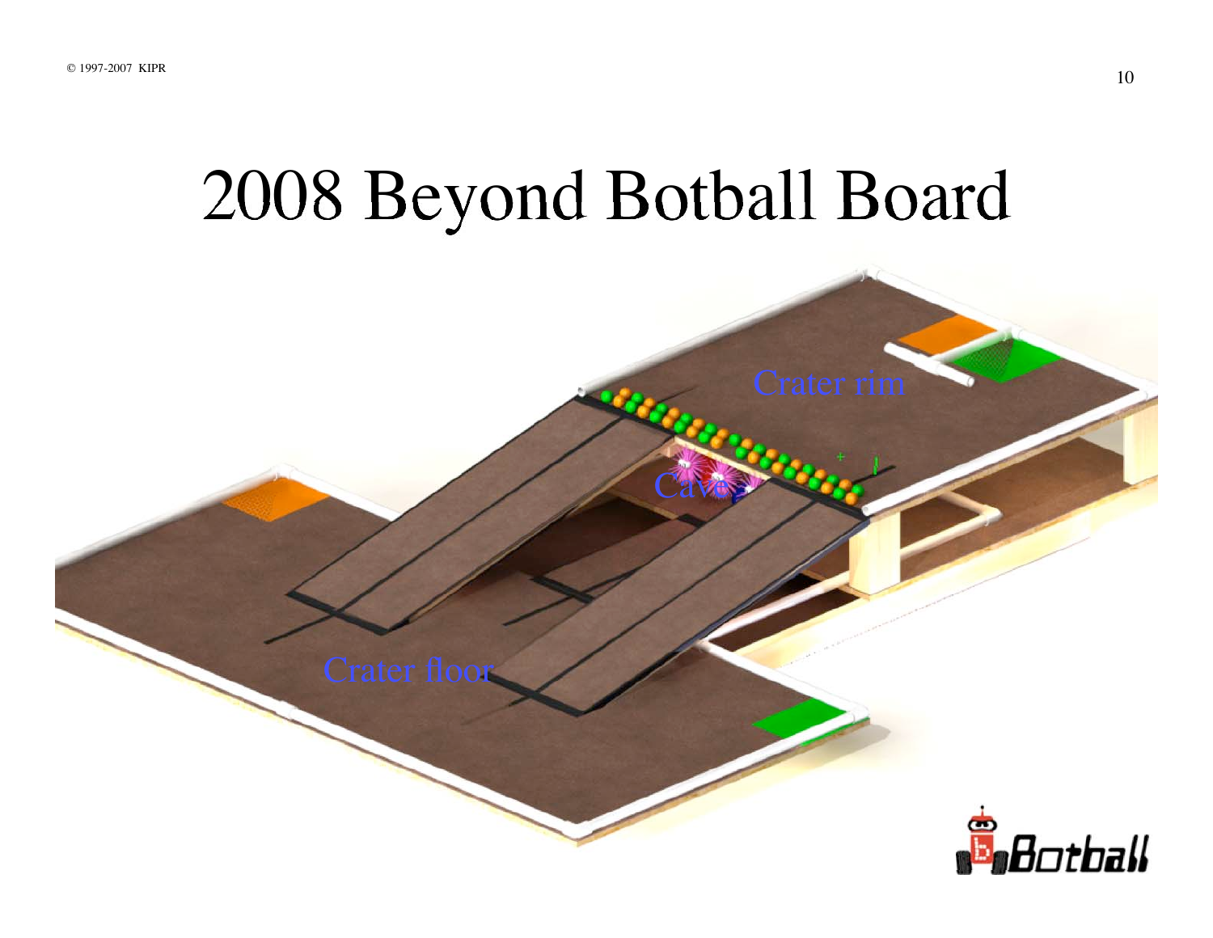# 2008 Beyond Botball Board

Crater rim

Cave

Crater floor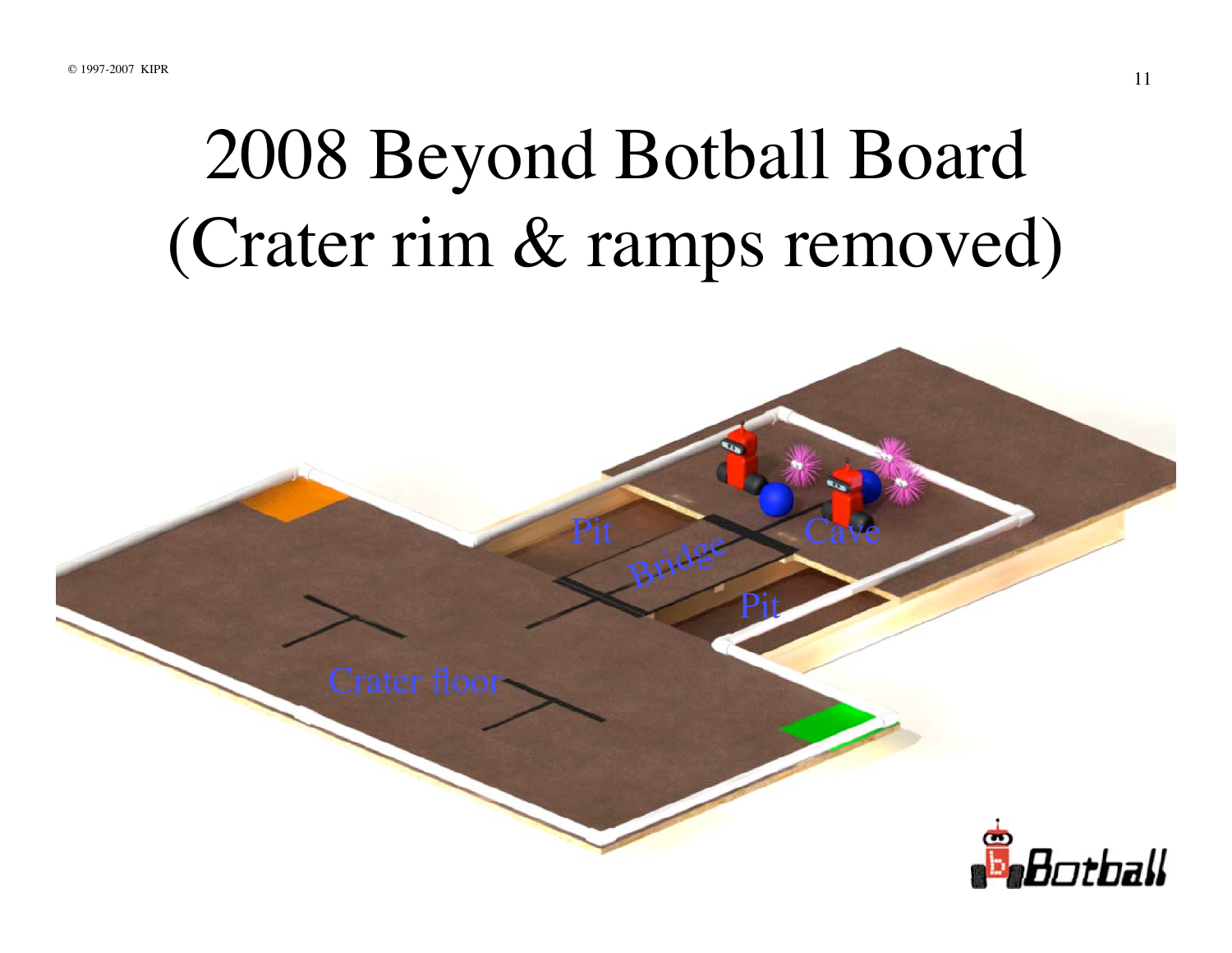# 2008 Beyond Botball Board (Crater rim & ramps removed)

Pit

Bridge

Cave

Pit

Crater floor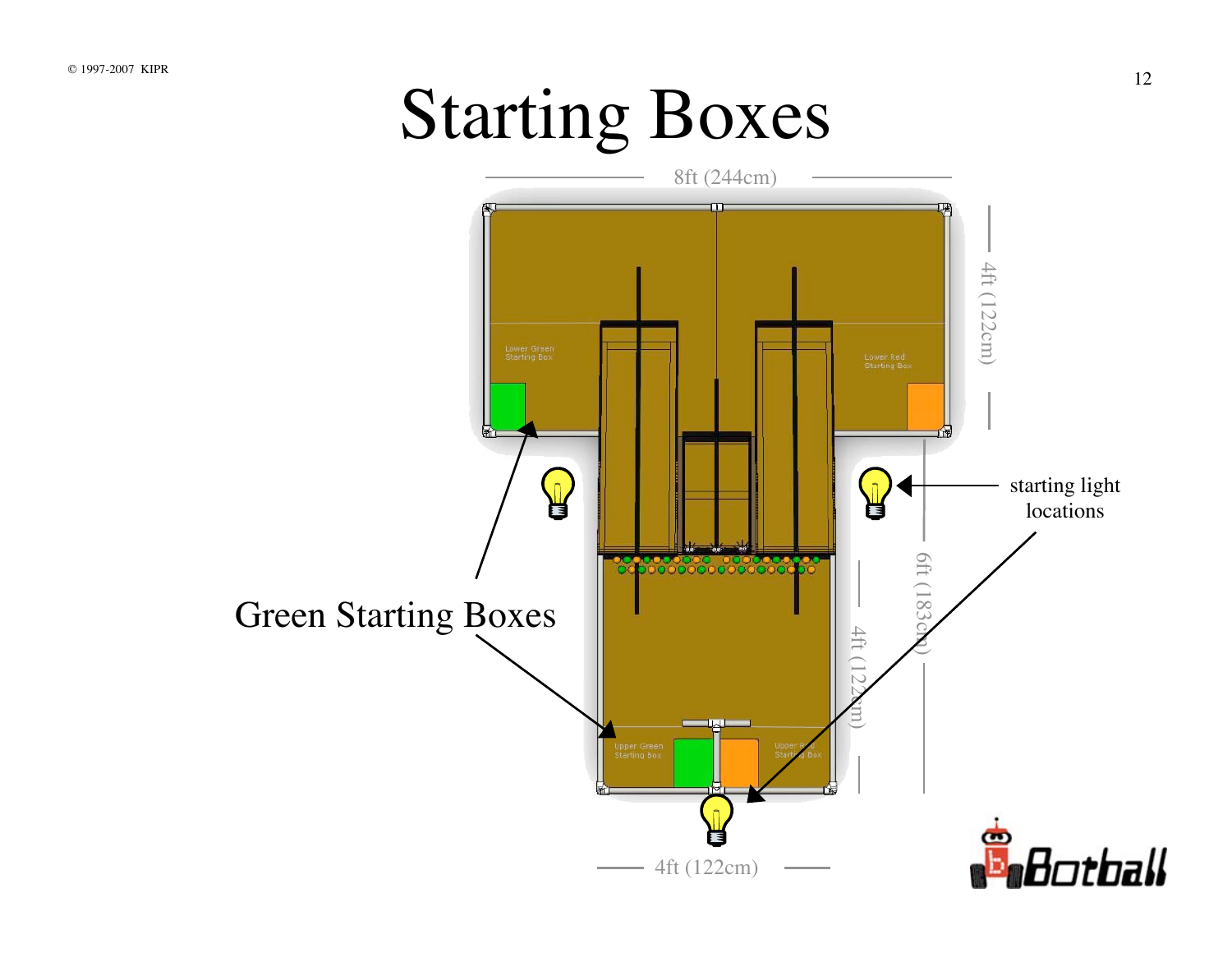# Starting Boxes

8ft (244cm)

4ft (122cm)

6ft (183cm)

4ft (122cm)

4ft (122cm)

Lower Green Starting Box

Lower Red Starting Box

Upper Green Starting Box

Upper Red Starting Box

Green Starting Boxes

starting light locations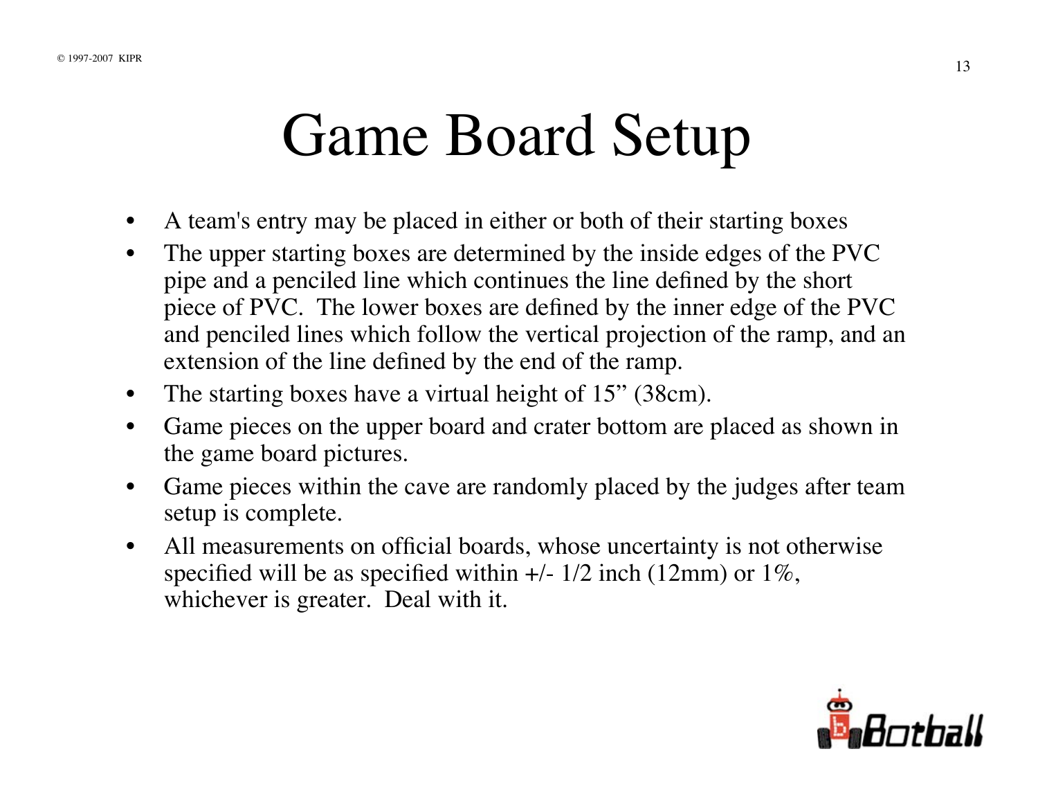# Game Board Setup

- A team's entry may be placed in either or both of their starting boxes
- The upper starting boxes are determined by the inside edges of the PVC pipe and a penciled line which continues the line defined by the short piece of PVC. The lower boxes are defined by the inner edge of the PVC and penciled lines which follow the vertical projection of the ramp, and an extension of the line defined by the end of the ramp.
- The starting boxes have a virtual height of 15” (38cm).
- Game pieces on the upper board and crater bottom are placed as shown in the game board pictures.
- Game pieces within the cave are randomly placed by the judges after team setup is complete.
- All measurements on official boards, whose uncertainty is not otherwise specified will be as specified within +/- 1/2 inch (12mm) or 1%, whichever is greater. Deal with it.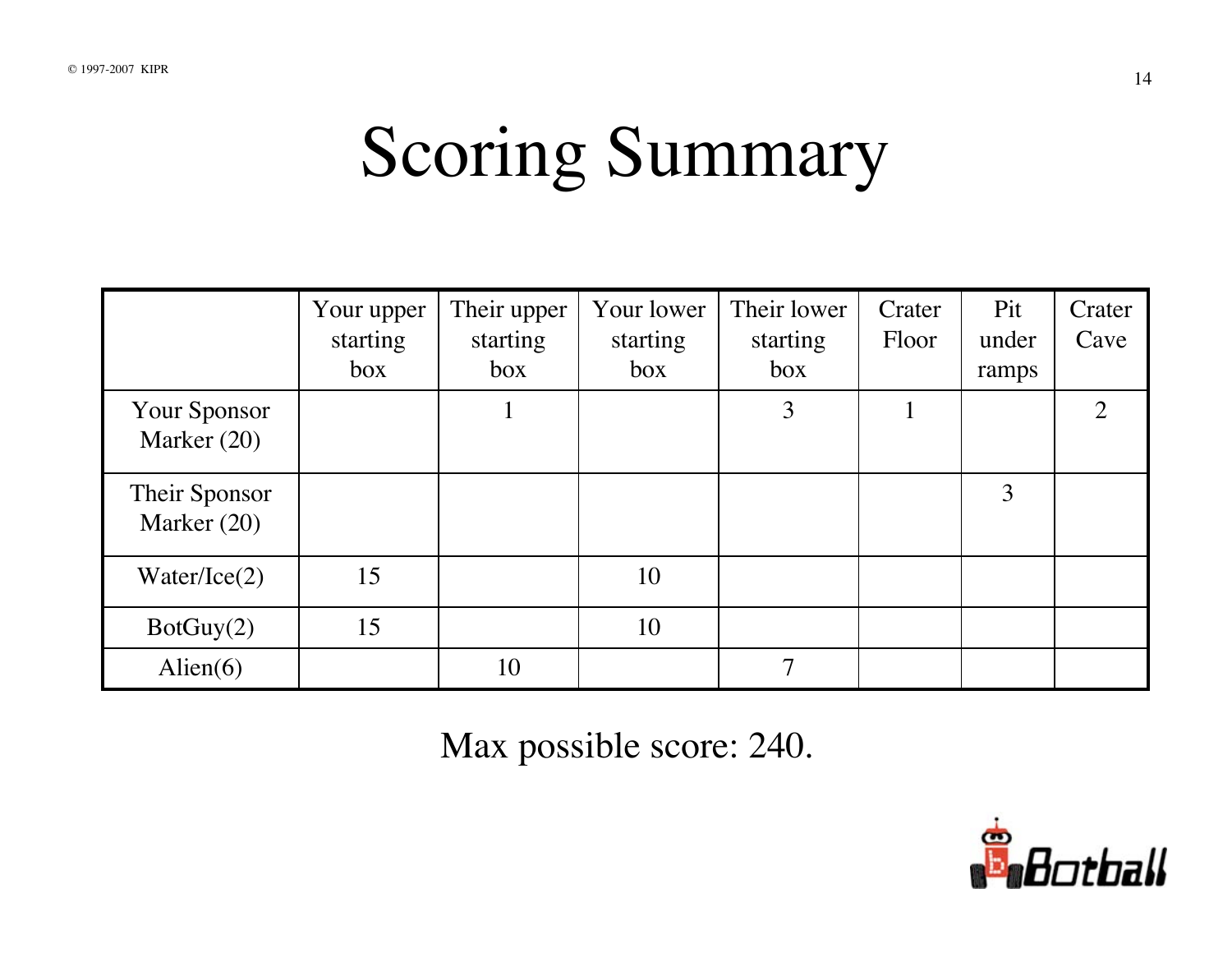# Scoring Summary

| | Your upper starting box | Their upper starting box | Your lower starting box | Their lower starting box | Crater Floor | Pit under ramps | Crater Cave |
|---|---|---|---|---|---|---|---|
| Your Sponsor Marker (20) | | 1 | | 3 | 1 | | 2 |
| Their Sponsor Marker (20) | | | | | | 3 | |
| Water/Ice(2) | 15 | | 10 | | | | |
| BotGuy(2) | 15 | | 10 | | | | |
| Alien(6) | | 10 | | 7 | | | |

Max possible score: 240.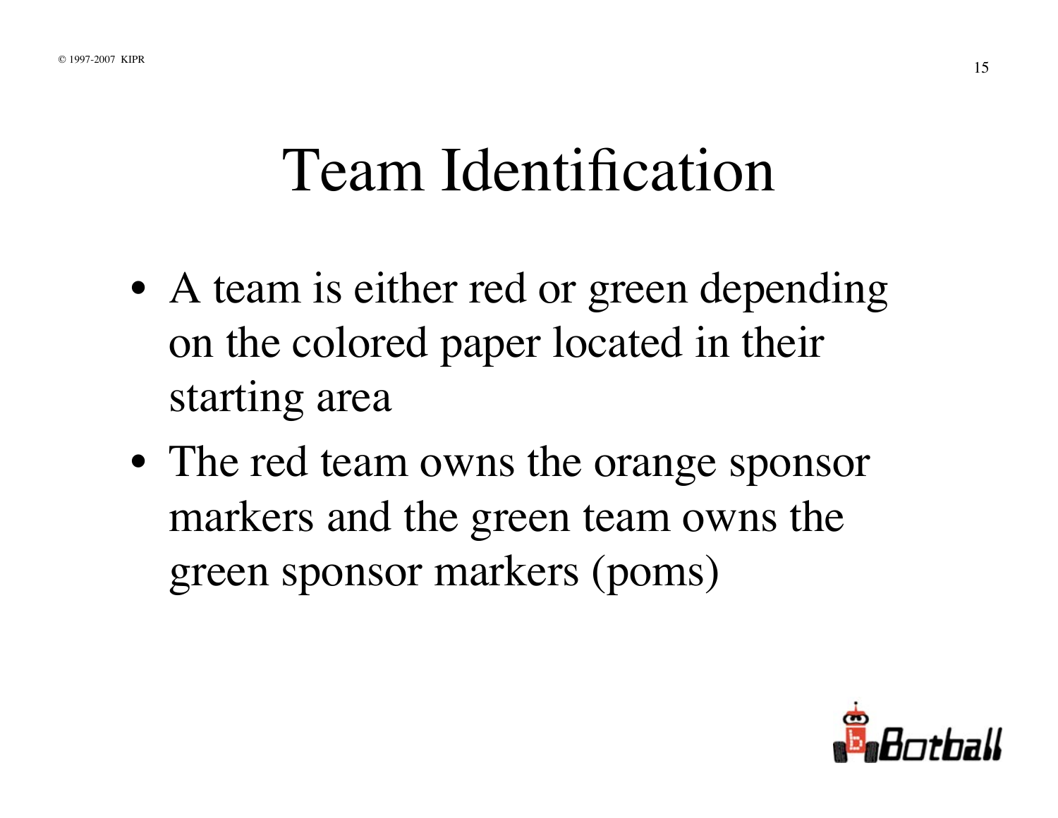# Team Identification

- A team is either red or green depending on the colored paper located in their starting area
- The red team owns the orange sponsor markers and the green team owns the green sponsor markers (poms)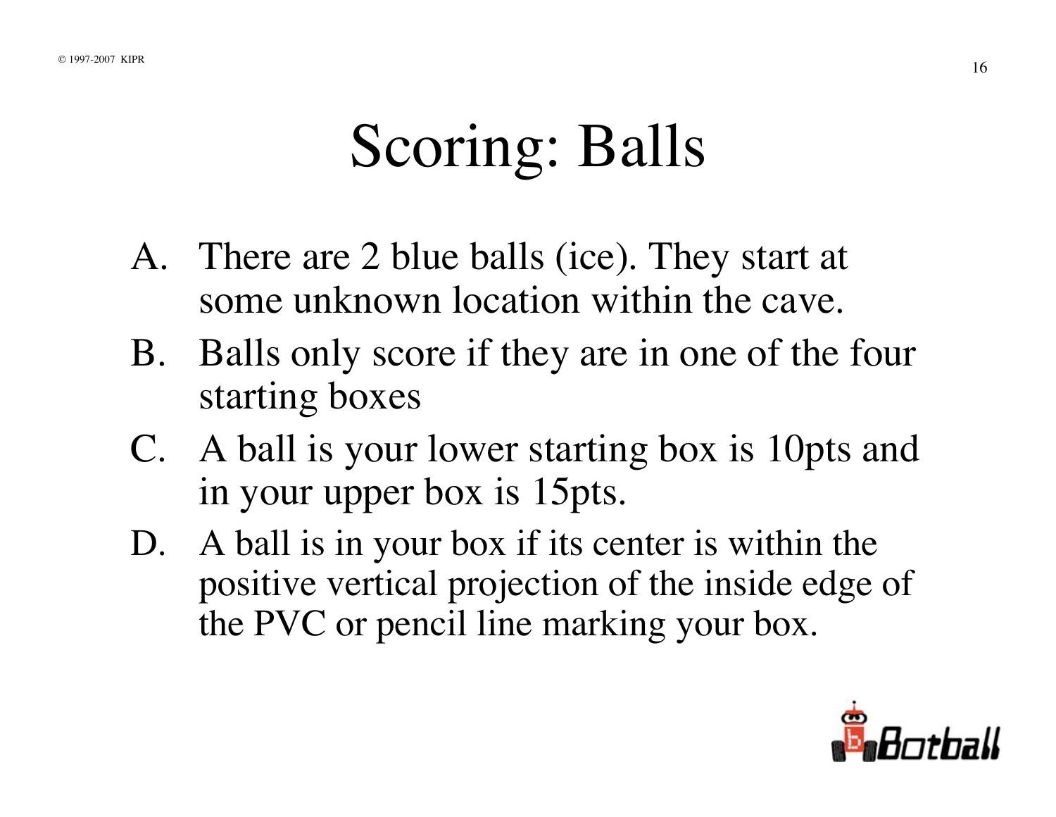# Scoring: Balls

A. There are 2 blue balls (ice). They start at some unknown location within the cave.

B. Balls only score if they are in one of the four starting boxes

C. A ball is your lower starting box is 10pts and in your upper box is 15pts.

D. A ball is in your box if its center is within the positive vertical projection of the inside edge of the PVC or pencil line marking your box.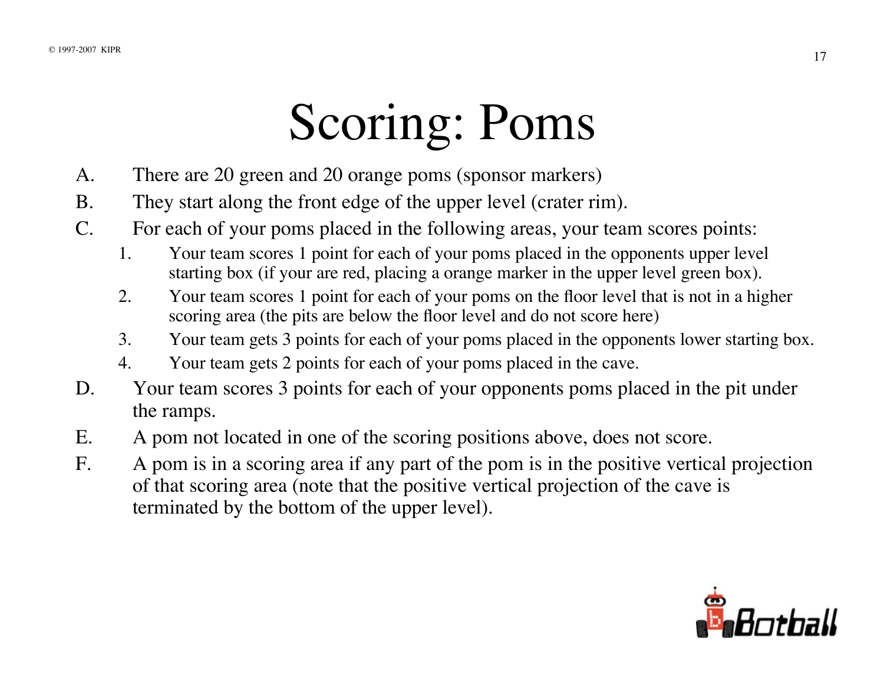# Scoring: Poms

A. There are 20 green and 20 orange poms (sponsor markers)

B. They start along the front edge of the upper level (crater rim).

C. For each of your poms placed in the following areas, your team scores points:

   1. Your team scores 1 point for each of your poms placed in the opponents upper level starting box (if your are red, placing a orange marker in the upper level green box).
   2. Your team scores 1 point for each of your poms on the floor level that is not in a higher scoring area (the pits are below the floor level and do not score here)
   3. Your team gets 3 points for each of your poms placed in the opponents lower starting box.
   4. Your team gets 2 points for each of your poms placed in the cave.

D. Your team scores 3 points for each of your opponents poms placed in the pit under the ramps.

E. A pom not located in one of the scoring positions above, does not score.

F. A pom is in a scoring area if any part of the pom is in the positive vertical projection of that scoring area (note that the positive vertical projection of the cave is terminated by the bottom of the upper level).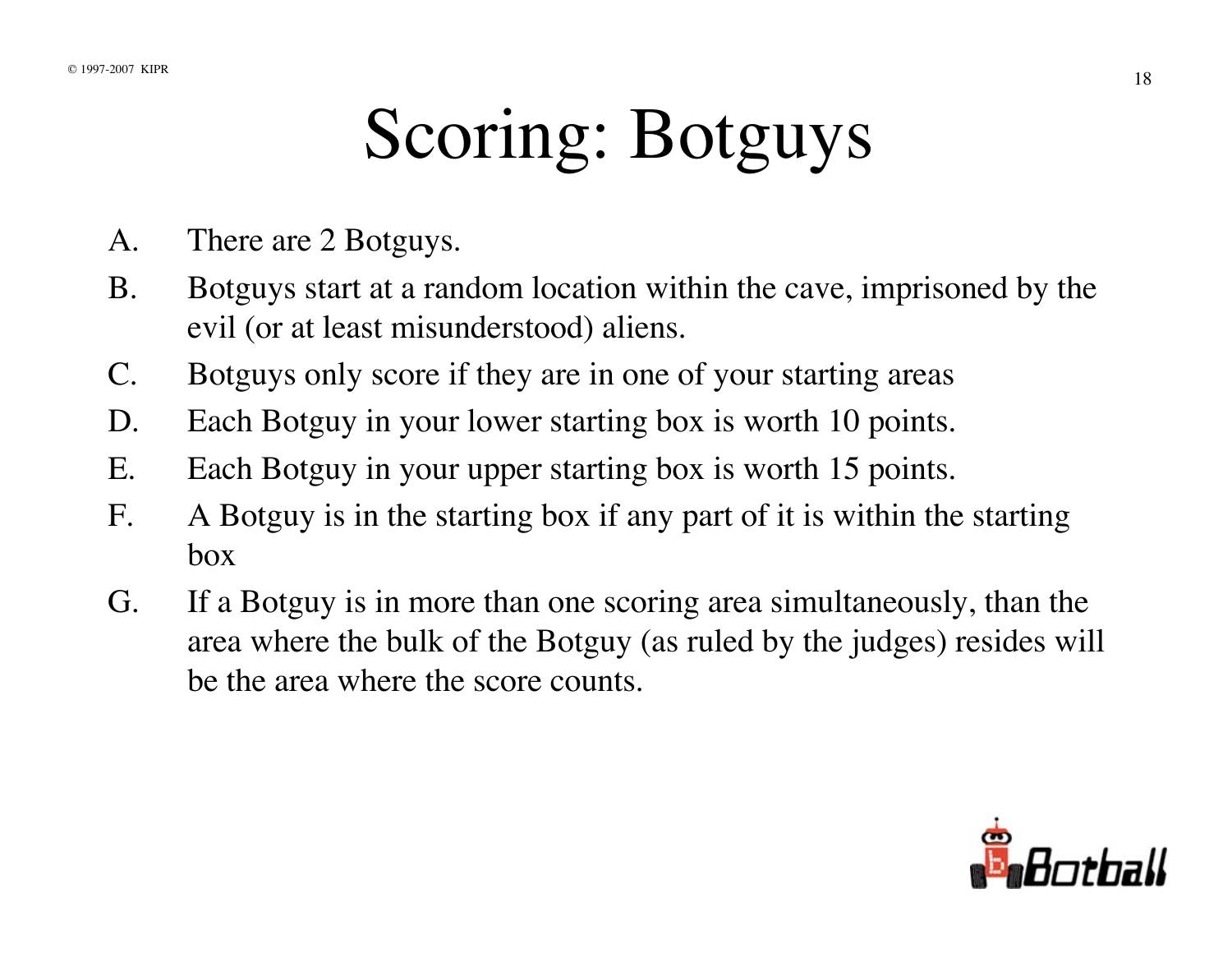# Scoring: Botguys

A. There are 2 Botguys.

B. Botguys start at a random location within the cave, imprisoned by the evil (or at least misunderstood) aliens.

C. Botguys only score if they are in one of your starting areas

D. Each Botguy in your lower starting box is worth 10 points.

E. Each Botguy in your upper starting box is worth 15 points.

F. A Botguy is in the starting box if any part of it is within the starting box

G. If a Botguy is in more than one scoring area simultaneously, than the area where the bulk of the Botguy (as ruled by the judges) resides will be the area where the score counts.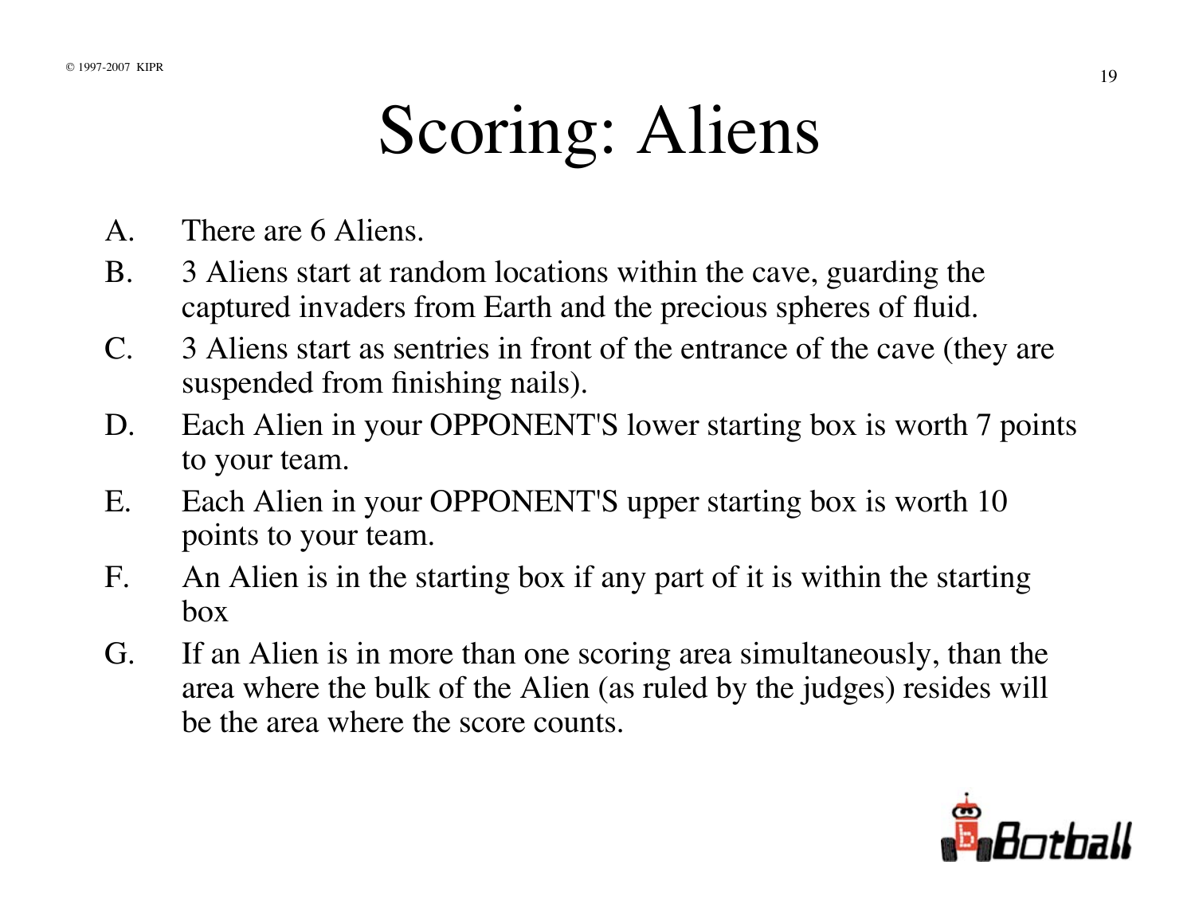# Scoring: Aliens

A. There are 6 Aliens.

B. 3 Aliens start at random locations within the cave, guarding the captured invaders from Earth and the precious spheres of fluid.

C. 3 Aliens start as sentries in front of the entrance of the cave (they are suspended from finishing nails).

D. Each Alien in your OPPONENT'S lower starting box is worth 7 points to your team.

E. Each Alien in your OPPONENT'S upper starting box is worth 10 points to your team.

F. An Alien is in the starting box if any part of it is within the starting box

G. If an Alien is in more than one scoring area simultaneously, than the area where the bulk of the Alien (as ruled by the judges) resides will be the area where the score counts.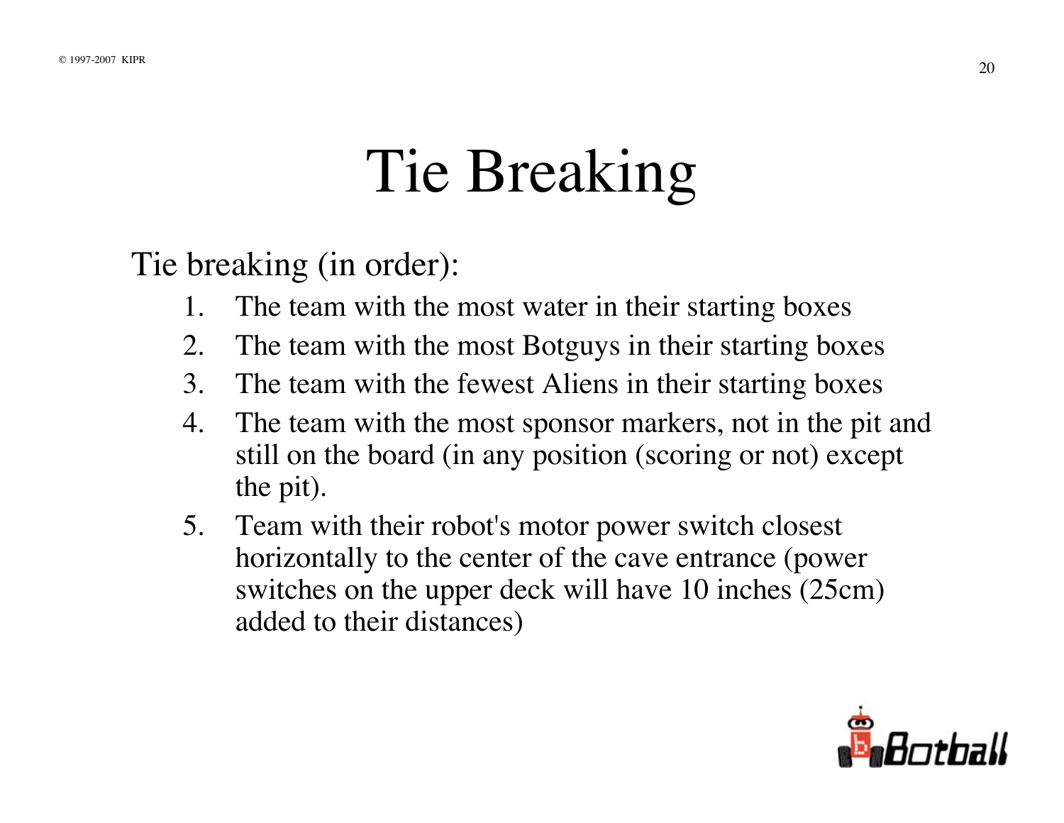# Tie Breaking

Tie breaking (in order):

1. The team with the most water in their starting boxes
2. The team with the most Botguys in their starting boxes
3. The team with the fewest Aliens in their starting boxes
4. The team with the most sponsor markers, not in the pit and still on the board (in any position (scoring or not) except the pit).
5. Team with their robot's motor power switch closest horizontally to the center of the cave entrance (power switches on the upper deck will have 10 inches (25cm) added to their distances)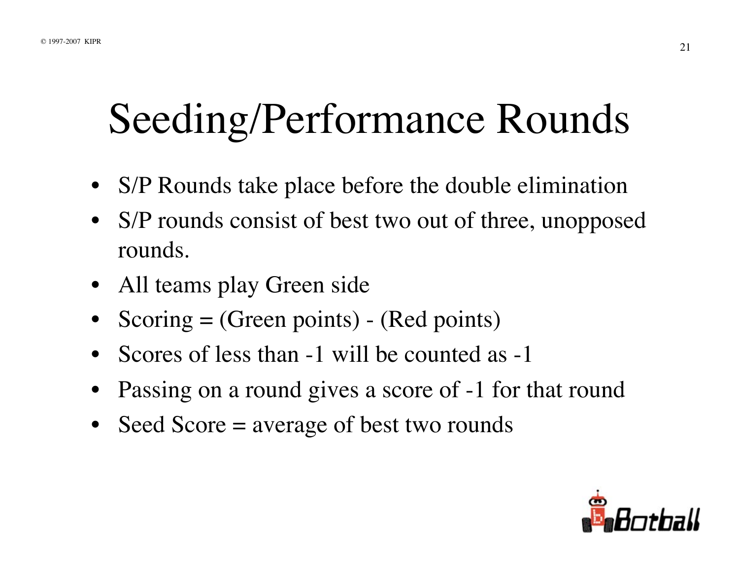# Seeding/Performance Rounds

- S/P Rounds take place before the double elimination
- S/P rounds consist of best two out of three, unopposed rounds.
- All teams play Green side
- Scoring = (Green points) - (Red points)
- Scores of less than -1 will be counted as -1
- Passing on a round gives a score of -1 for that round
- Seed Score = average of best two rounds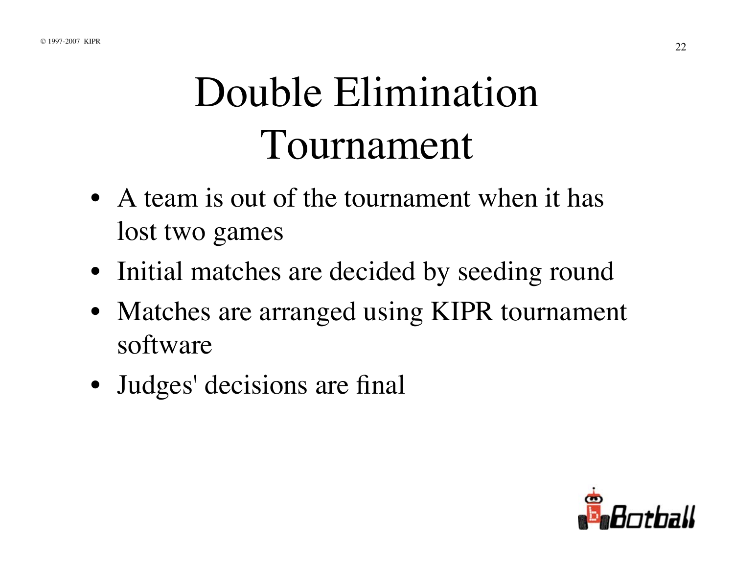# Double Elimination Tournament

- A team is out of the tournament when it has lost two games
- Initial matches are decided by seeding round
- Matches are arranged using KIPR tournament software
- Judges' decisions are final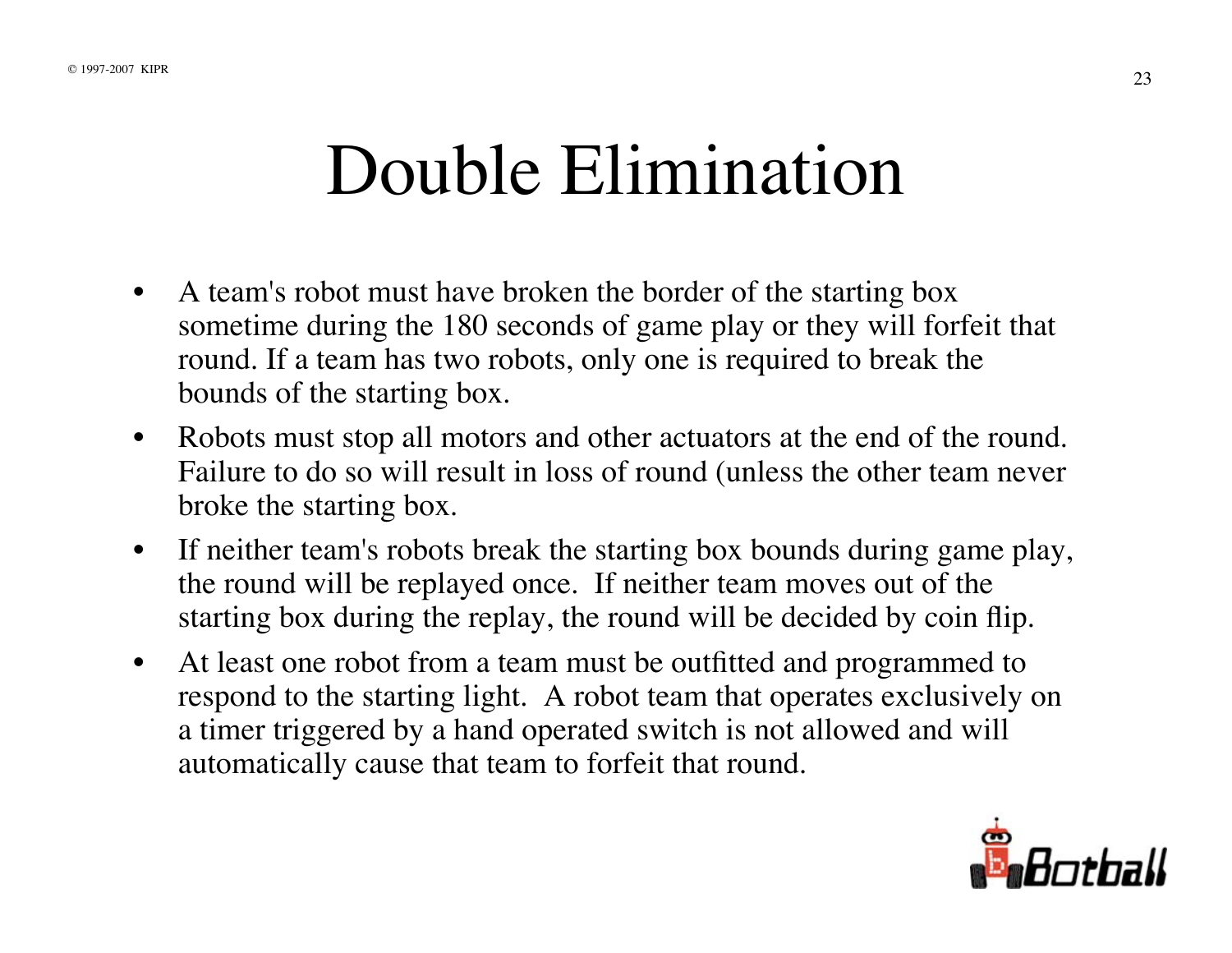# Double Elimination

- A team's robot must have broken the border of the starting box sometime during the 180 seconds of game play or they will forfeit that round. If a team has two robots, only one is required to break the bounds of the starting box.
- Robots must stop all motors and other actuators at the end of the round. Failure to do so will result in loss of round (unless the other team never broke the starting box.
- If neither team's robots break the starting box bounds during game play, the round will be replayed once. If neither team moves out of the starting box during the replay, the round will be decided by coin flip.
- At least one robot from a team must be outfitted and programmed to respond to the starting light. A robot team that operates exclusively on a timer triggered by a hand operated switch is not allowed and will automatically cause that team to forfeit that round.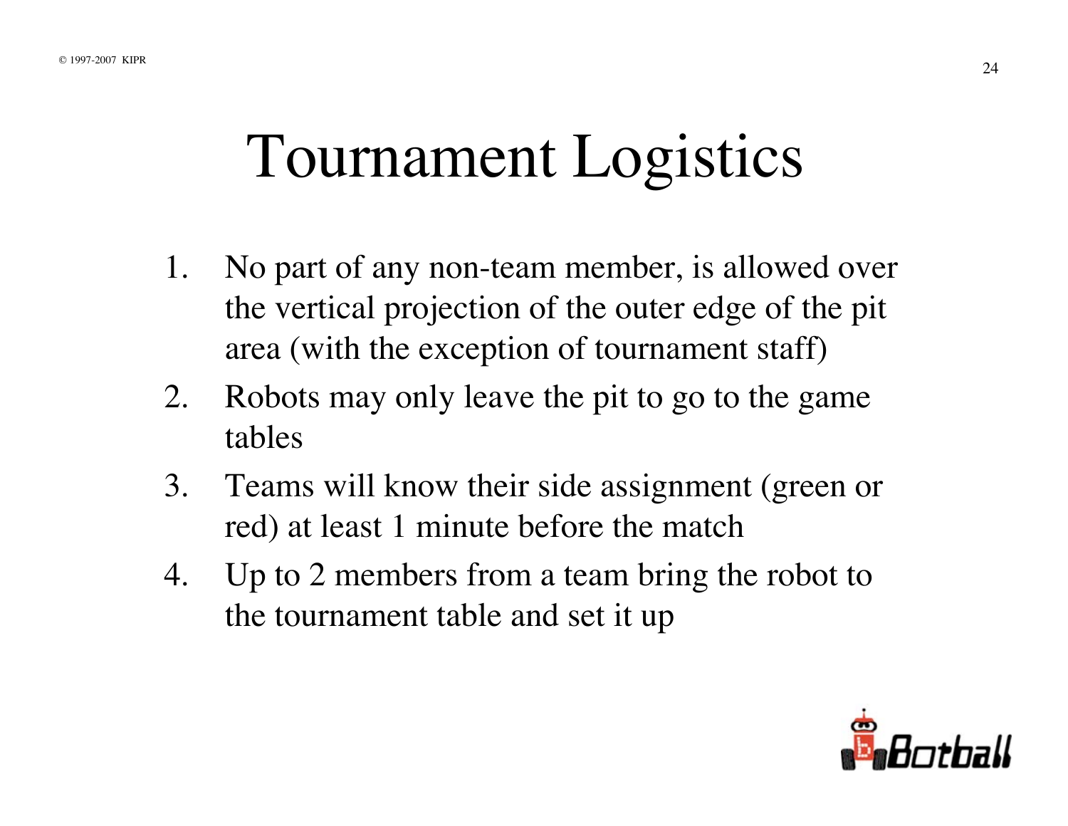# Tournament Logistics

1. No part of any non-team member, is allowed over the vertical projection of the outer edge of the pit area (with the exception of tournament staff)
2. Robots may only leave the pit to go to the game tables
3. Teams will know their side assignment (green or red) at least 1 minute before the match
4. Up to 2 members from a team bring the robot to the tournament table and set it up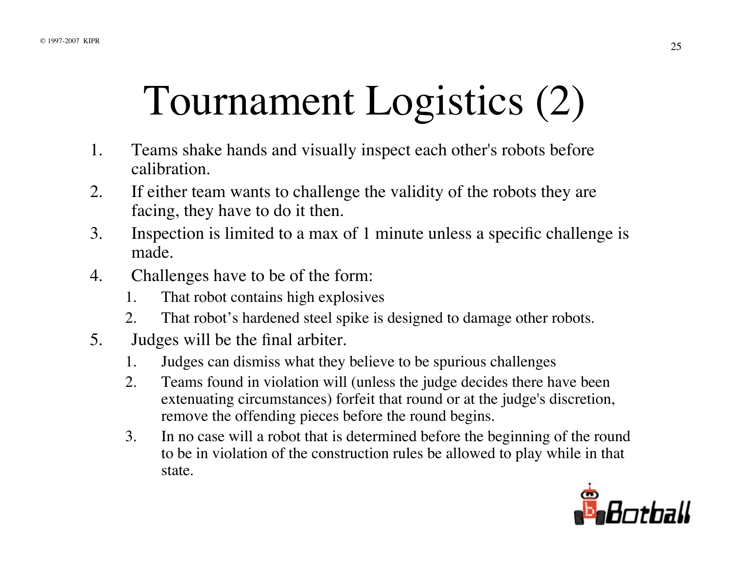# Tournament Logistics (2)

1. Teams shake hands and visually inspect each other's robots before calibration.
2. If either team wants to challenge the validity of the robots they are facing, they have to do it then.
3. Inspection is limited to a max of 1 minute unless a specific challenge is made.
4. Challenges have to be of the form:
   1. That robot contains high explosives
   2. That robot's hardened steel spike is designed to damage other robots.
5. Judges will be the final arbiter.
   1. Judges can dismiss what they believe to be spurious challenges
   2. Teams found in violation will (unless the judge decides there have been extenuating circumstances) forfeit that round or at the judge's discretion, remove the offending pieces before the round begins.
   3. In no case will a robot that is determined before the beginning of the round to be in violation of the construction rules be allowed to play while in that state.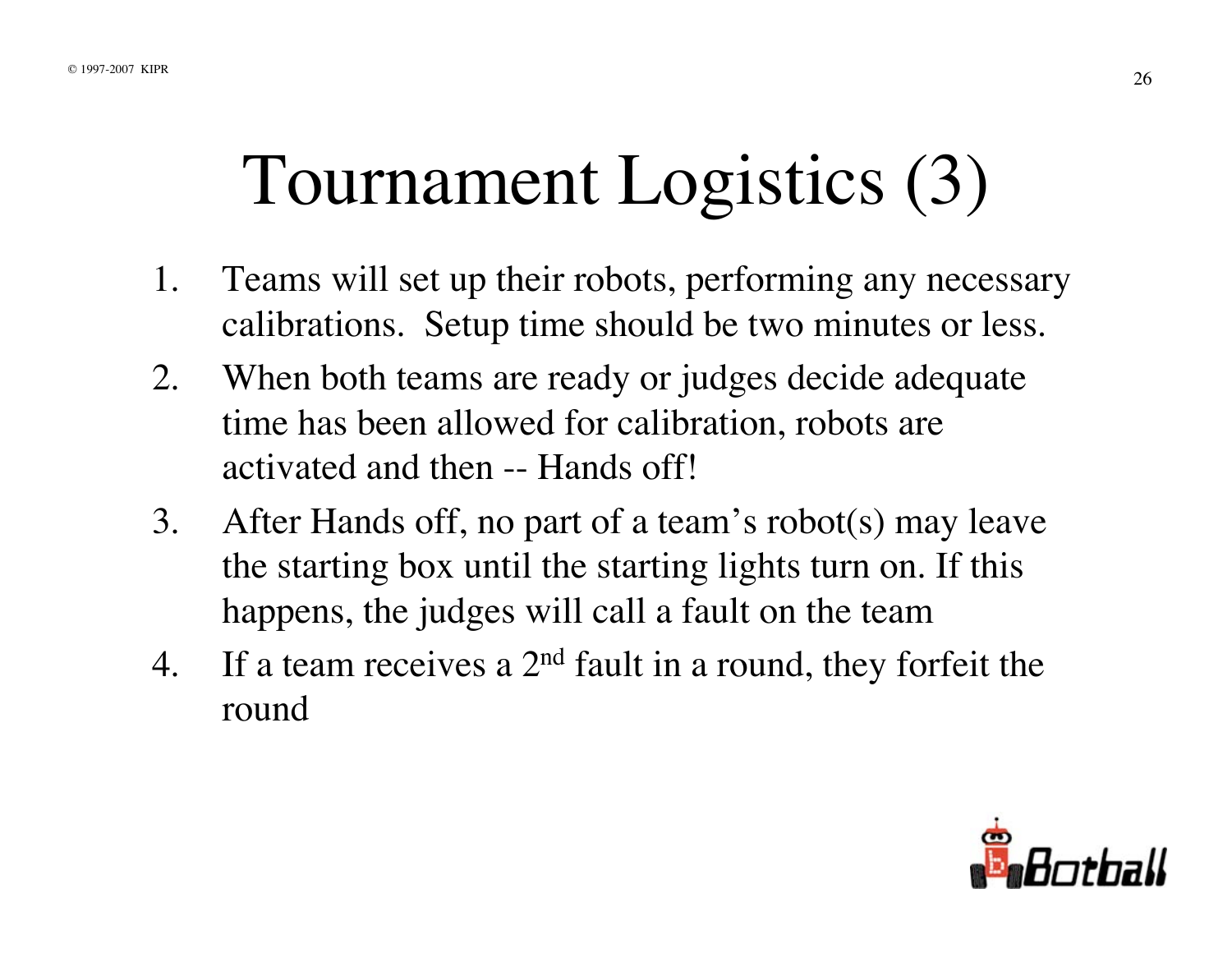# Tournament Logistics (3)

1. Teams will set up their robots, performing any necessary calibrations. Setup time should be two minutes or less.
2. When both teams are ready or judges decide adequate time has been allowed for calibration, robots are activated and then -- Hands off!
3. After Hands off, no part of a team's robot(s) may leave the starting box until the starting lights turn on. If this happens, the judges will call a fault on the team
4. If a team receives a 2nd fault in a round, they forfeit the round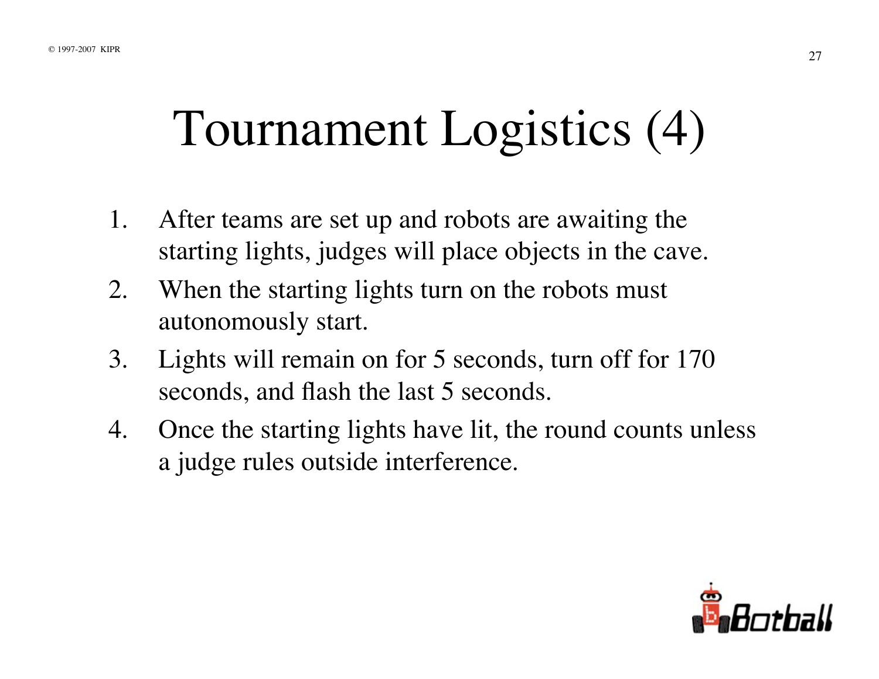# Tournament Logistics (4)

1. After teams are set up and robots are awaiting the starting lights, judges will place objects in the cave.
2. When the starting lights turn on the robots must autonomously start.
3. Lights will remain on for 5 seconds, turn off for 170 seconds, and flash the last 5 seconds.
4. Once the starting lights have lit, the round counts unless a judge rules outside interference.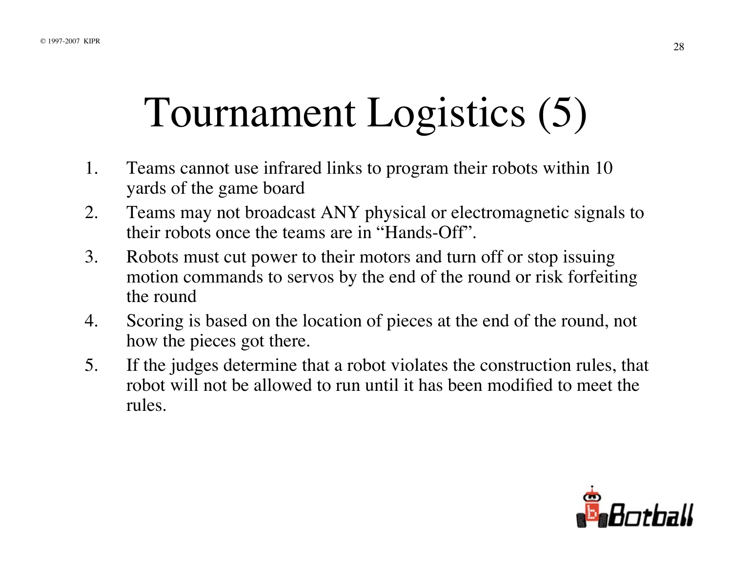# Tournament Logistics (5)

1. Teams cannot use infrared links to program their robots within 10 yards of the game board
2. Teams may not broadcast ANY physical or electromagnetic signals to their robots once the teams are in “Hands-Off”.
3. Robots must cut power to their motors and turn off or stop issuing motion commands to servos by the end of the round or risk forfeiting the round
4. Scoring is based on the location of pieces at the end of the round, not how the pieces got there.
5. If the judges determine that a robot violates the construction rules, that robot will not be allowed to run until it has been modified to meet the rules.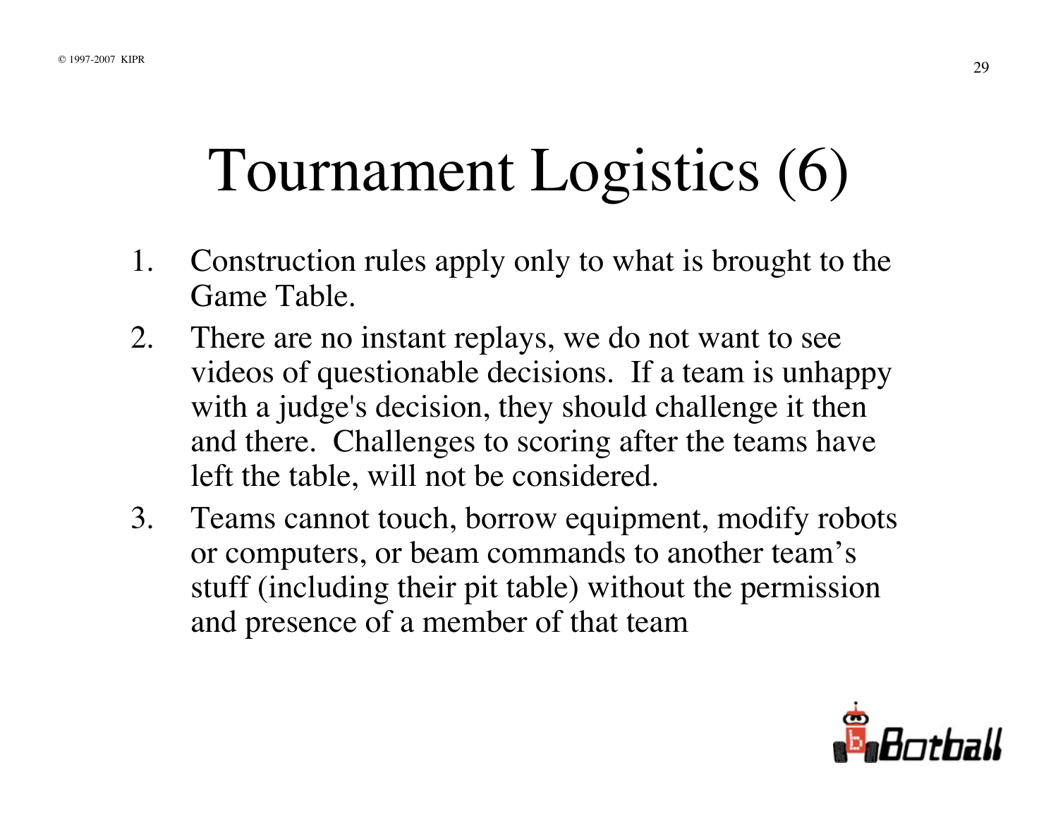# Tournament Logistics (6)

1. Construction rules apply only to what is brought to the Game Table.
2. There are no instant replays, we do not want to see videos of questionable decisions. If a team is unhappy with a judge's decision, they should challenge it then and there. Challenges to scoring after the teams have left the table, will not be considered.
3. Teams cannot touch, borrow equipment, modify robots or computers, or beam commands to another team's stuff (including their pit table) without the permission and presence of a member of that team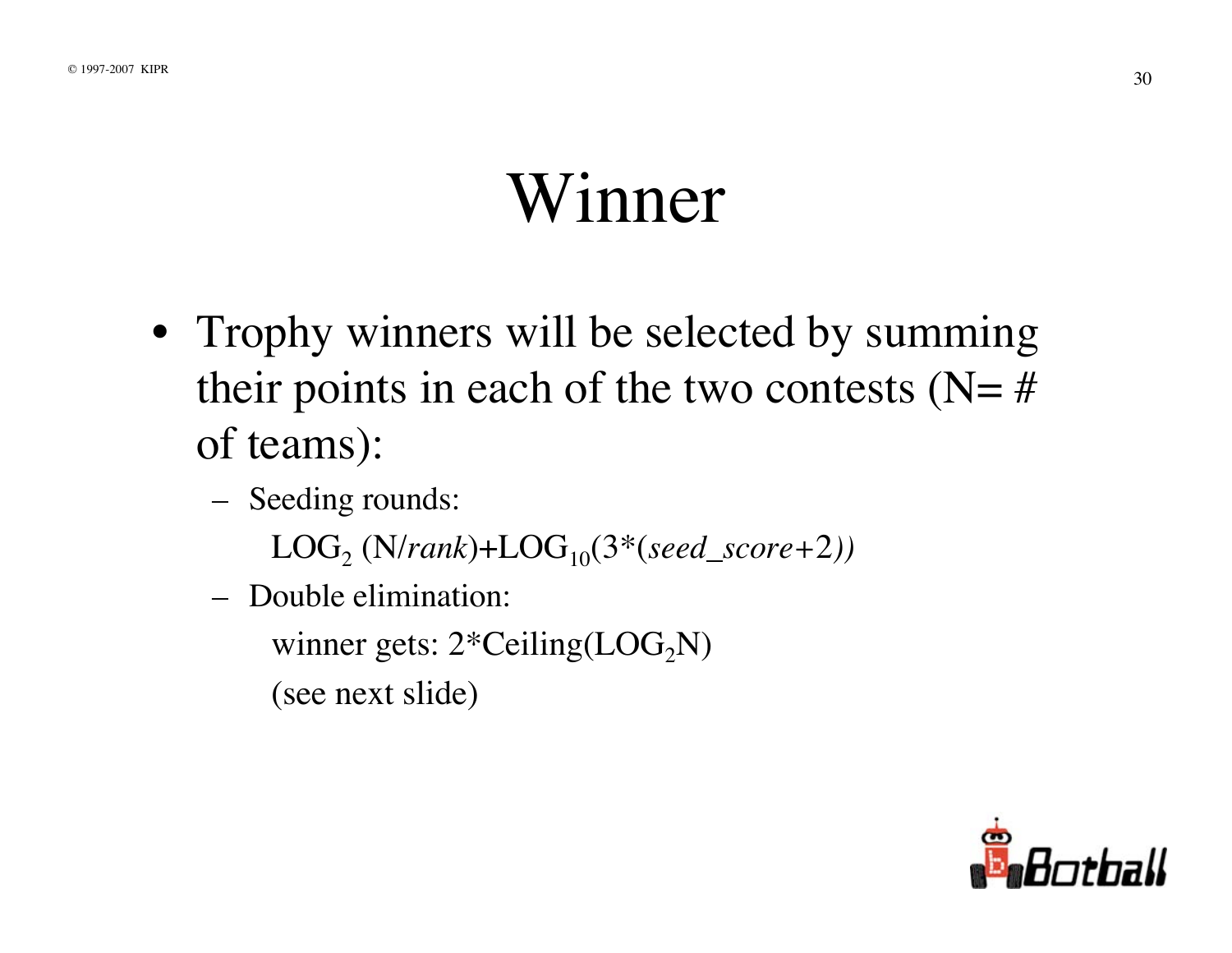# Winner

- Trophy winners will be selected by summing their points in each of the two contests (N= # of teams):
  - Seeding rounds:

    $\mathrm{LOG}_2\,(N/\mathit{rank}) + \mathrm{LOG}_{10}(3*(\mathit{seed\_score}+2))$
  - Double elimination:

    winner gets: $2*\mathrm{Ceiling}(\mathrm{LOG}_2 N)$

    (see next slide)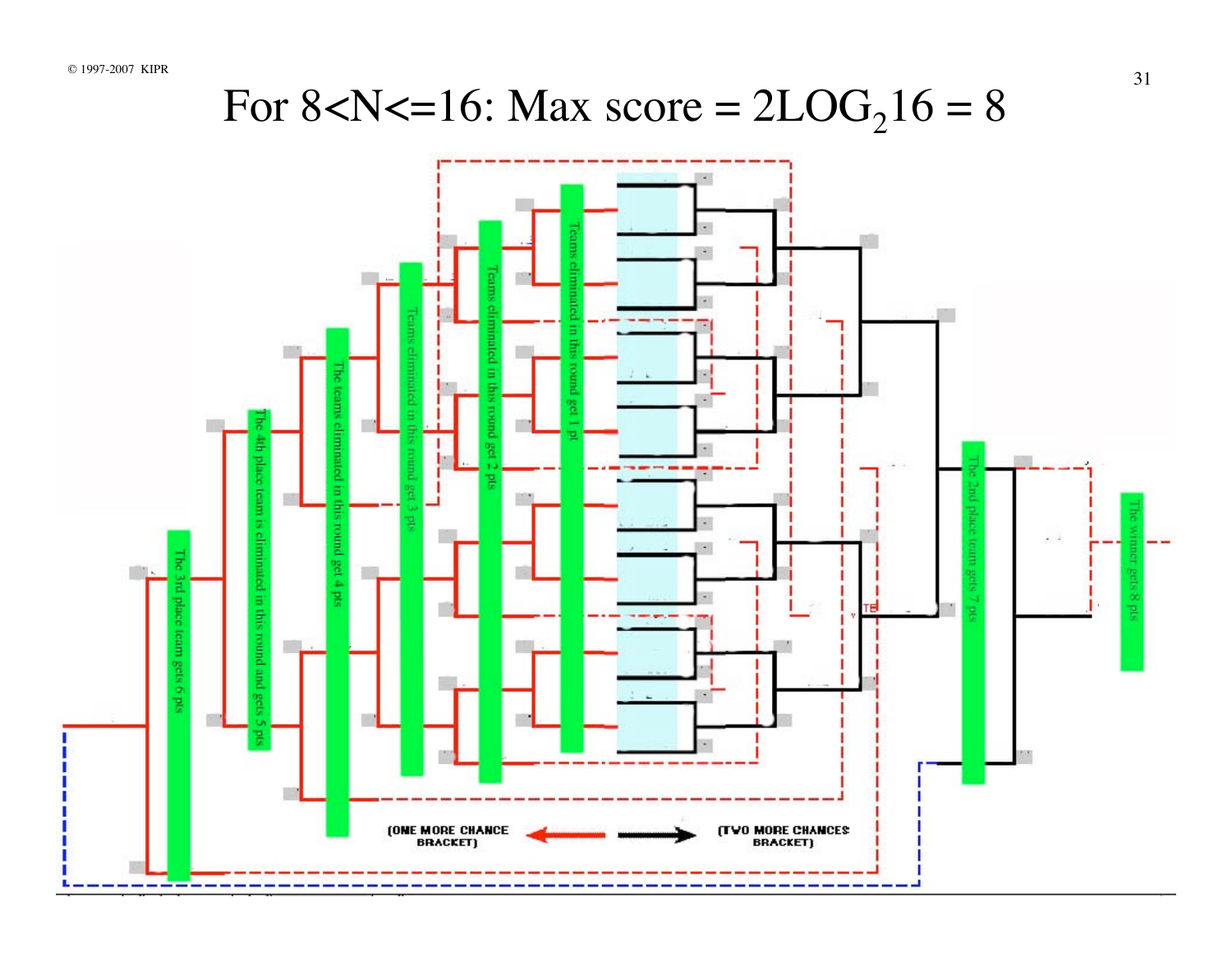# For 8<N<=16: Max score = $2\text{LOG}_2 16 = 8$

Teams eliminated in this round get 1 pt

Teams eliminated in this round get 2 pts

Teams eliminated in this round get 3 pts

The teams eliminated in this round get 4 pts

The 4th place team is eliminated in this round and gets 5 pts

The 3rd place team gets 6 pts

The 2nd place team gets 7 pts

The winner gets 8 pts

(ONE MORE CHANCE BRACKET)

(TWO MORE CHANCES BRACKET)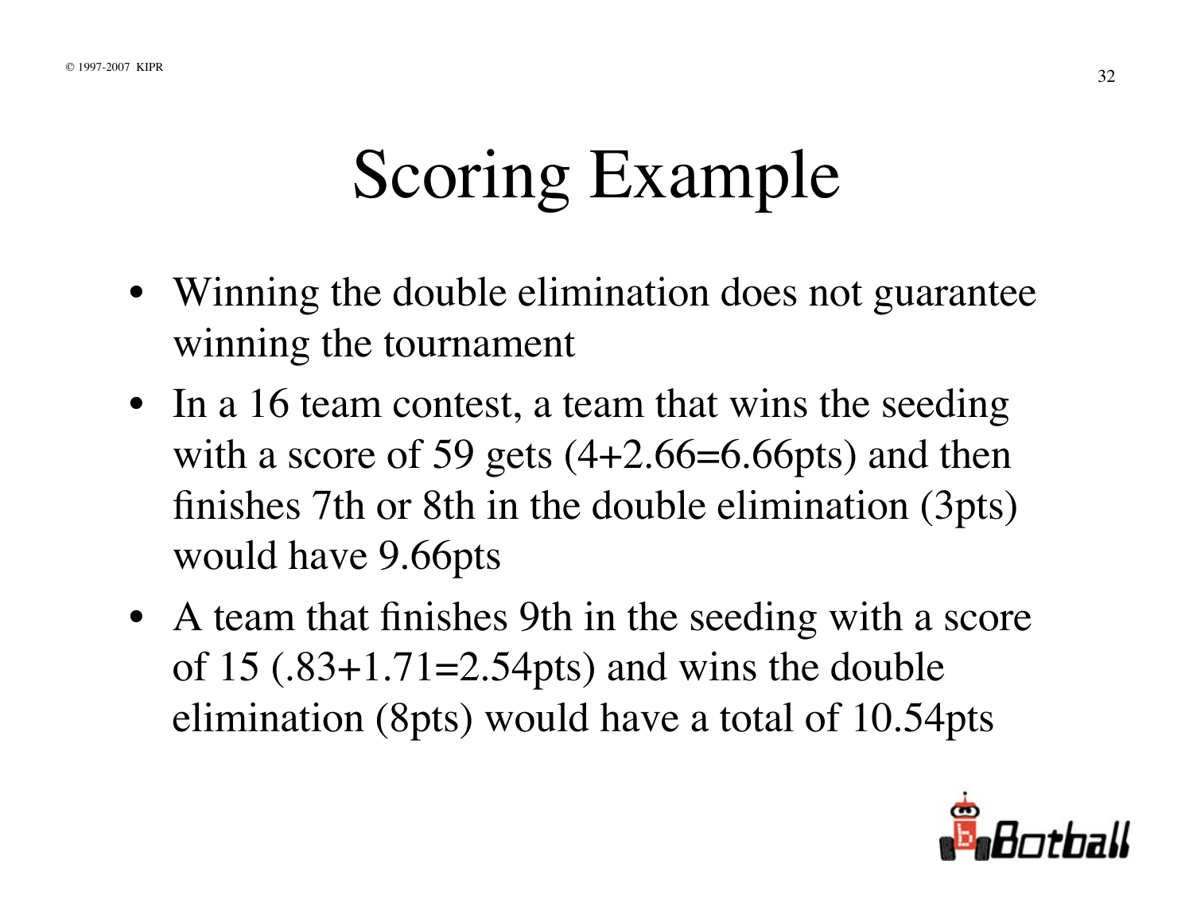# Scoring Example

- Winning the double elimination does not guarantee winning the tournament
- In a 16 team contest, a team that wins the seeding with a score of 59 gets (4+2.66=6.66pts) and then finishes 7th or 8th in the double elimination (3pts) would have 9.66pts
- A team that finishes 9th in the seeding with a score of 15 (.83+1.71=2.54pts) and wins the double elimination (8pts) would have a total of 10.54pts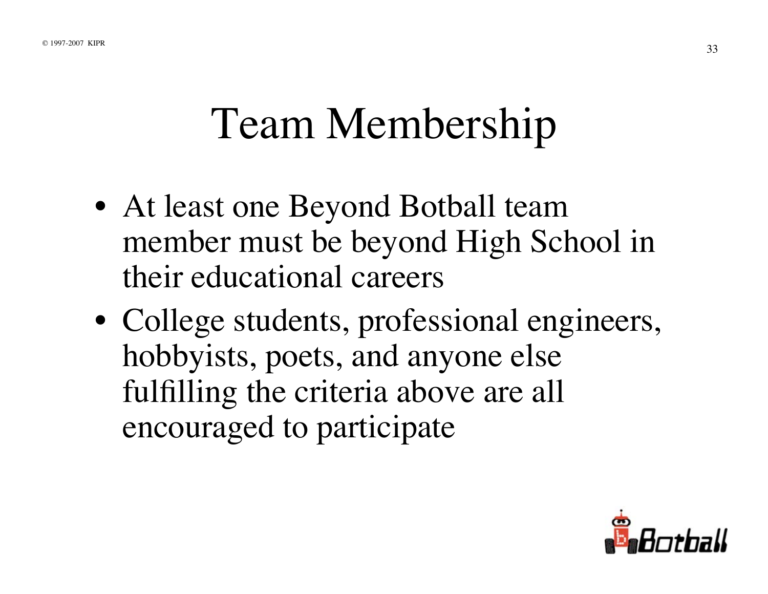# Team Membership

- At least one Beyond Botball team member must be beyond High School in their educational careers
- College students, professional engineers, hobbyists, poets, and anyone else fulfilling the criteria above are all encouraged to participate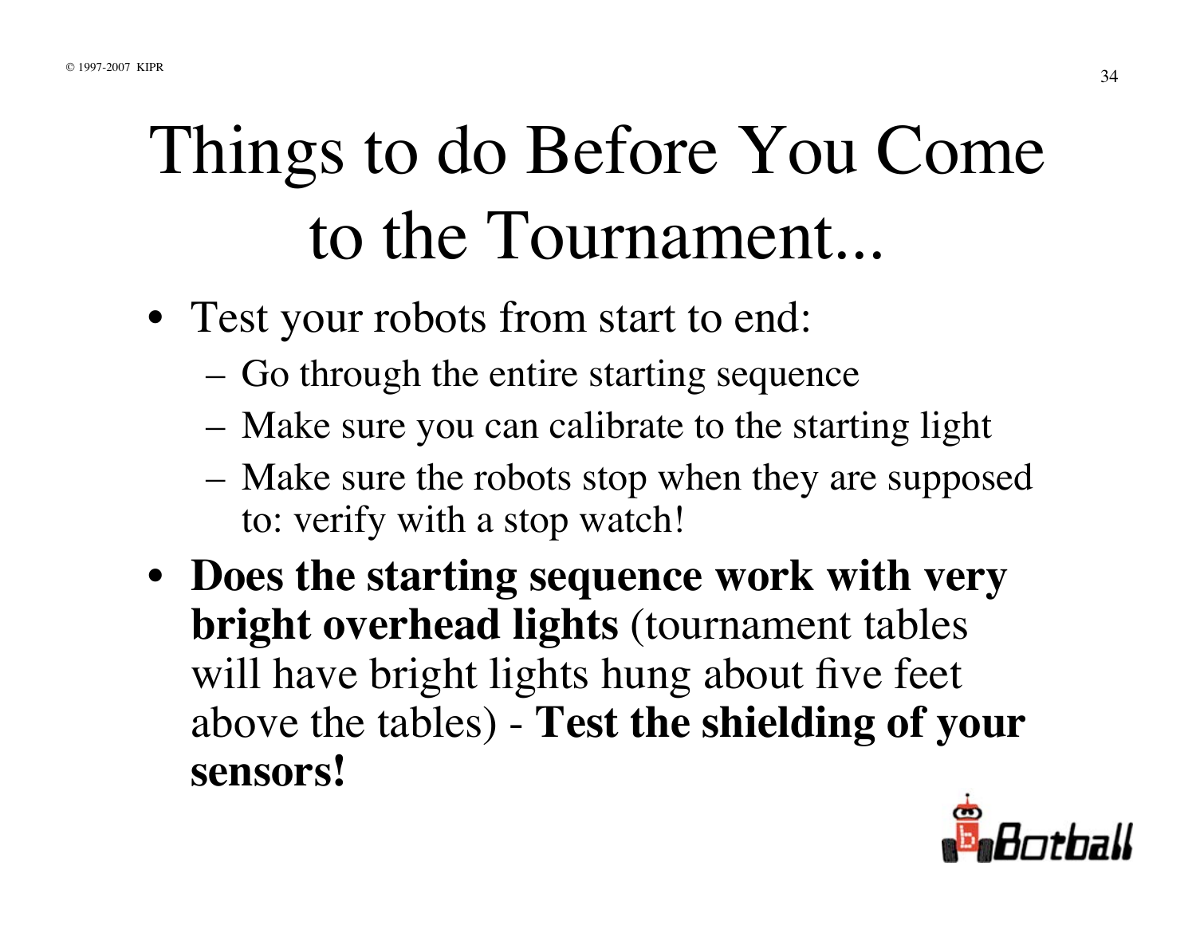# Things to do Before You Come to the Tournament...

- Test your robots from start to end:
  - Go through the entire starting sequence
  - Make sure you can calibrate to the starting light
  - Make sure the robots stop when they are supposed to: verify with a stop watch!
- **Does the starting sequence work with very bright overhead lights** (tournament tables will have bright lights hung about five feet above the tables) - **Test the shielding of your sensors!**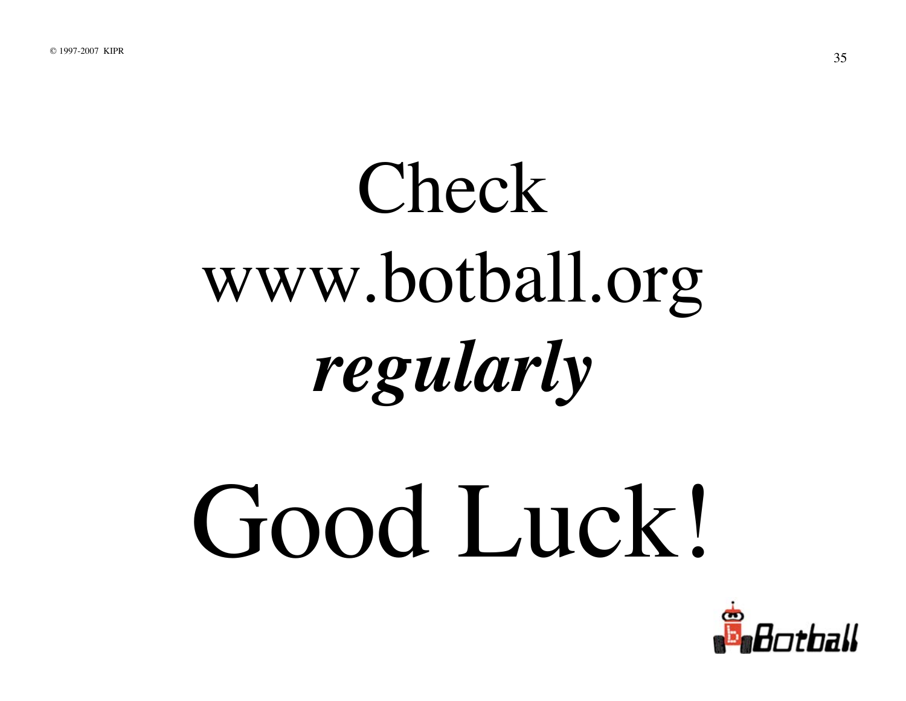Check www.botball.org ***regularly***

Good Luck!